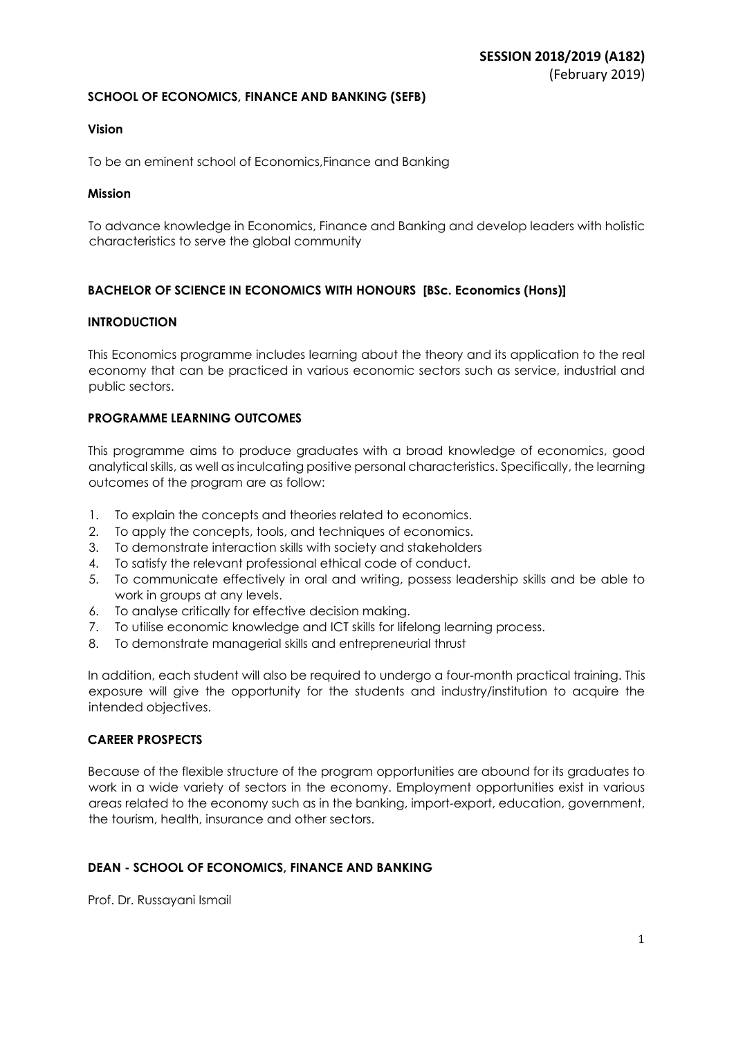**SESSION 2018/2019 (A182)**
(February 2019)

## SCHOOL OF ECONOMICS, FINANCE AND BANKING (SEFB)

### Vision

To be an eminent school of Economics,Finance and Banking

### Mission

To advance knowledge in Economics, Finance and Banking and develop leaders with holistic characteristics to serve the global community

## BACHELOR OF SCIENCE IN ECONOMICS WITH HONOURS [BSc. Economics (Hons)]

### INTRODUCTION

This Economics programme includes learning about the theory and its application to the real economy that can be practiced in various economic sectors such as service, industrial and public sectors.

### PROGRAMME LEARNING OUTCOMES

This programme aims to produce graduates with a broad knowledge of economics, good analytical skills, as well as inculcating positive personal characteristics. Specifically, the learning outcomes of the program are as follow:

1. To explain the concepts and theories related to economics.
2. To apply the concepts, tools, and techniques of economics.
3. To demonstrate interaction skills with society and stakeholders
4. To satisfy the relevant professional ethical code of conduct.
5. To communicate effectively in oral and writing, possess leadership skills and be able to work in groups at any levels.
6. To analyse critically for effective decision making.
7. To utilise economic knowledge and ICT skills for lifelong learning process.
8. To demonstrate managerial skills and entrepreneurial thrust

In addition, each student will also be required to undergo a four-month practical training. This exposure will give the opportunity for the students and industry/institution to acquire the intended objectives.

### CAREER PROSPECTS

Because of the flexible structure of the program opportunities are abound for its graduates to work in a wide variety of sectors in the economy. Employment opportunities exist in various areas related to the economy such as in the banking, import-export, education, government, the tourism, health, insurance and other sectors.

### DEAN - SCHOOL OF ECONOMICS, FINANCE AND BANKING

Prof. Dr. Russayani Ismail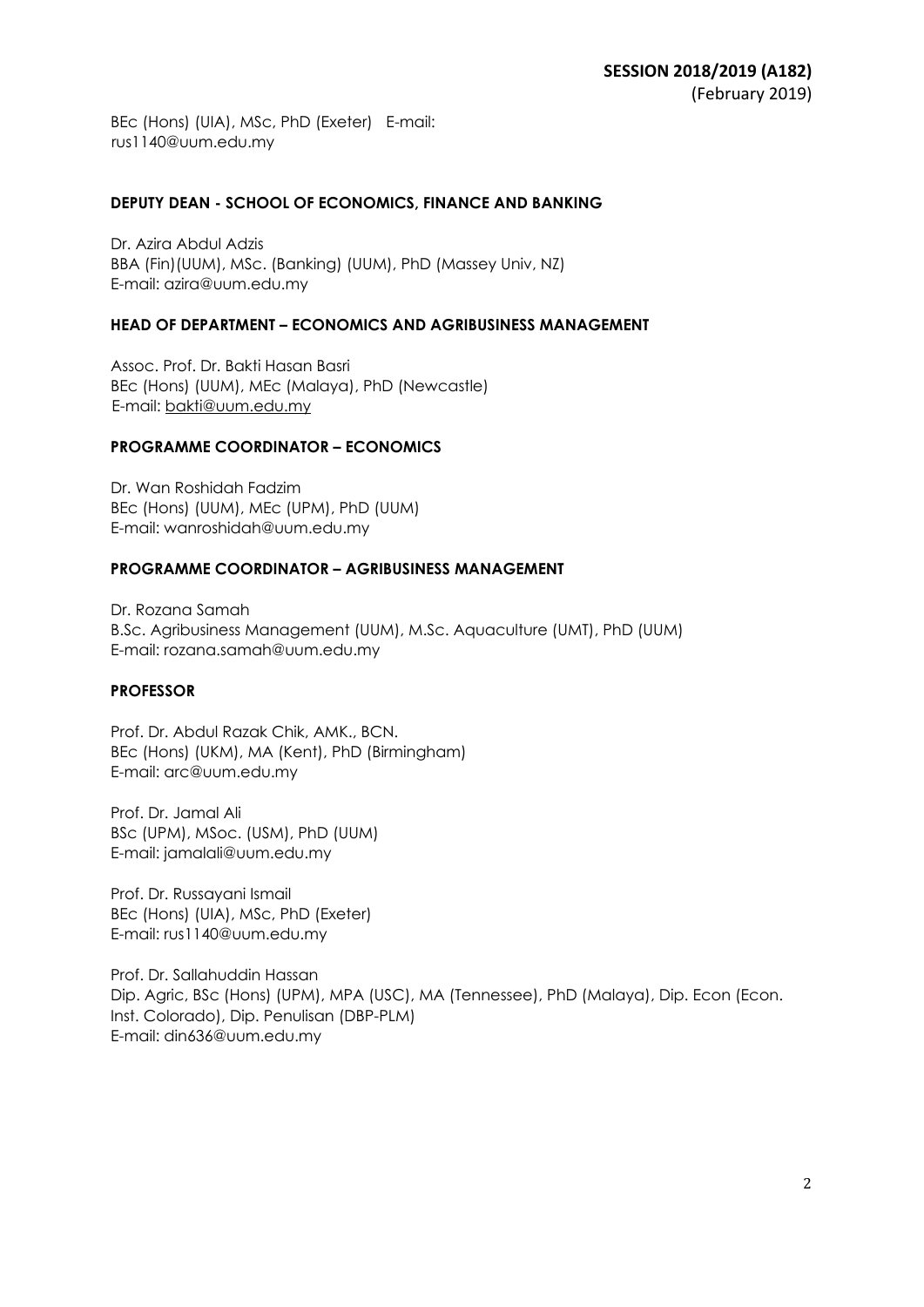BEc (Hons) (UIA), MSc, PhD (Exeter) E-mail: rus1140@uum.edu.my

### DEPUTY DEAN - SCHOOL OF ECONOMICS, FINANCE AND BANKING

Dr. Azira Abdul Adzis
BBA (Fin)(UUM), MSc. (Banking) (UUM), PhD (Massey Univ, NZ)
E-mail: azira@uum.edu.my

### HEAD OF DEPARTMENT – ECONOMICS AND AGRIBUSINESS MANAGEMENT

Assoc. Prof. Dr. Bakti Hasan Basri
BEc (Hons) (UUM), MEc (Malaya), PhD (Newcastle)
E-mail: bakti@uum.edu.my

### PROGRAMME COORDINATOR – ECONOMICS

Dr. Wan Roshidah Fadzim
BEc (Hons) (UUM), MEc (UPM), PhD (UUM)
E-mail: wanroshidah@uum.edu.my

### PROGRAMME COORDINATOR – AGRIBUSINESS MANAGEMENT

Dr. Rozana Samah
B.Sc. Agribusiness Management (UUM), M.Sc. Aquaculture (UMT), PhD (UUM)
E-mail: rozana.samah@uum.edu.my

### PROFESSOR

Prof. Dr. Abdul Razak Chik, AMK., BCN.
BEc (Hons) (UKM), MA (Kent), PhD (Birmingham)
E-mail: arc@uum.edu.my

Prof. Dr. Jamal Ali
BSc (UPM), MSoc. (USM), PhD (UUM)
E-mail: jamalali@uum.edu.my

Prof. Dr. Russayani Ismail
BEc (Hons) (UIA), MSc, PhD (Exeter)
E-mail: rus1140@uum.edu.my

Prof. Dr. Sallahuddin Hassan
Dip. Agric, BSc (Hons) (UPM), MPA (USC), MA (Tennessee), PhD (Malaya), Dip. Econ (Econ. Inst. Colorado), Dip. Penulisan (DBP-PLM)
E-mail: din636@uum.edu.my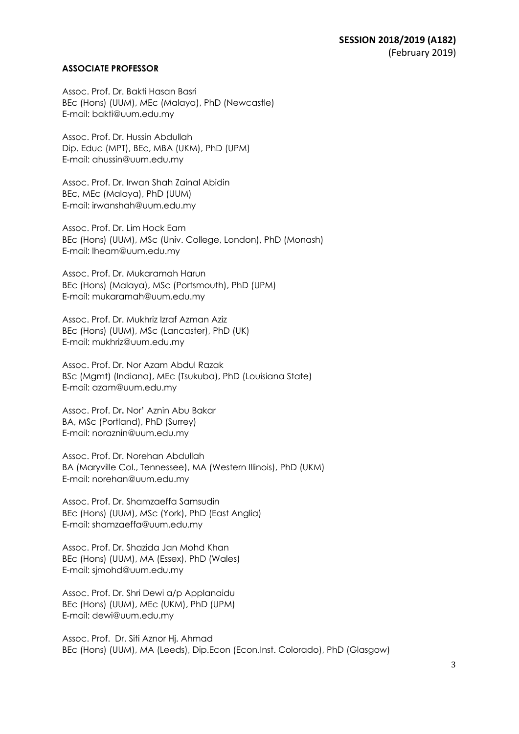**SESSION 2018/2019 (A182)**
(February 2019)

**ASSOCIATE PROFESSOR**

Assoc. Prof. Dr. Bakti Hasan Basri
BEc (Hons) (UUM), MEc (Malaya), PhD (Newcastle)
E-mail: bakti@uum.edu.my

Assoc. Prof. Dr. Hussin Abdullah
Dip. Educ (MPT), BEc, MBA (UKM), PhD (UPM)
E-mail: ahussin@uum.edu.my

Assoc. Prof. Dr. Irwan Shah Zainal Abidin
BEc, MEc (Malaya), PhD (UUM)
E-mail: irwanshah@uum.edu.my

Assoc. Prof. Dr. Lim Hock Eam
BEc (Hons) (UUM), MSc (Univ. College, London), PhD (Monash)
E-mail: lheam@uum.edu.my

Assoc. Prof. Dr. Mukaramah Harun
BEc (Hons) (Malaya), MSc (Portsmouth), PhD (UPM)
E-mail: mukaramah@uum.edu.my

Assoc. Prof. Dr. Mukhriz Izraf Azman Aziz
BEc (Hons) (UUM), MSc (Lancaster), PhD (UK)
E-mail: mukhriz@uum.edu.my

Assoc. Prof. Dr. Nor Azam Abdul Razak
BSc (Mgmt) (Indiana), MEc (Tsukuba), PhD (Louisiana State)
E-mail: azam@uum.edu.my

Assoc. Prof. Dr**.** Nor' Aznin Abu Bakar
BA, MSc (Portland), PhD (Surrey)
E-mail: noraznin@uum.edu.my

Assoc. Prof. Dr. Norehan Abdullah
BA (Maryville Col., Tennessee), MA (Western Illinois), PhD (UKM)
E-mail: norehan@uum.edu.my

Assoc. Prof. Dr. Shamzaeffa Samsudin
BEc (Hons) (UUM), MSc (York), PhD (East Anglia)
E-mail: shamzaeffa@uum.edu.my

Assoc. Prof. Dr. Shazida Jan Mohd Khan
BEc (Hons) (UUM), MA (Essex), PhD (Wales)
E-mail: sjmohd@uum.edu.my

Assoc. Prof. Dr. Shri Dewi a/p Applanaidu
BEc (Hons) (UUM), MEc (UKM), PhD (UPM)
E-mail: dewi@uum.edu.my

Assoc. Prof. Dr. Siti Aznor Hj. Ahmad
BEc (Hons) (UUM), MA (Leeds), Dip.Econ (Econ.Inst. Colorado), PhD (Glasgow)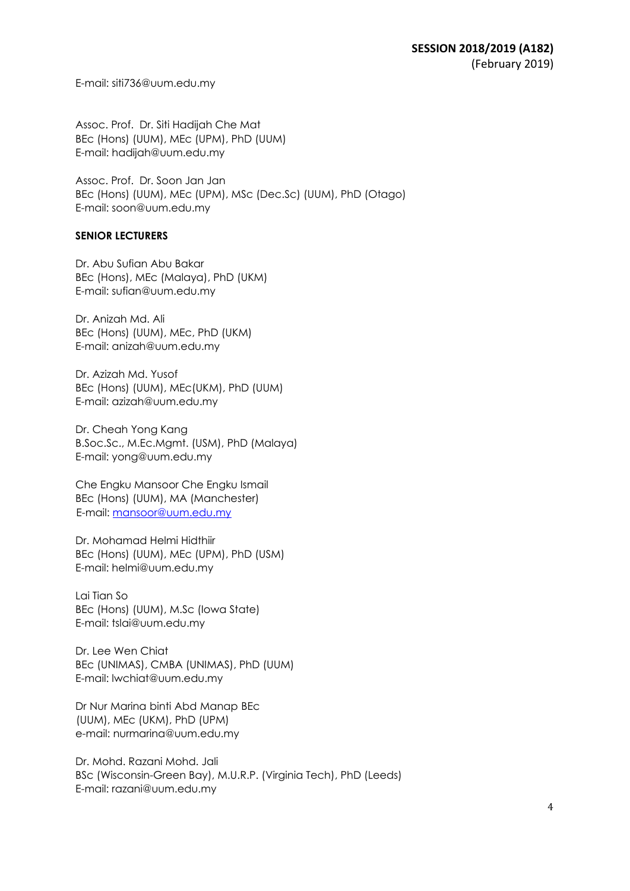E-mail: siti736@uum.edu.my

Assoc. Prof. Dr. Siti Hadijah Che Mat
BEc (Hons) (UUM), MEc (UPM), PhD (UUM)
E-mail: hadijah@uum.edu.my

Assoc. Prof. Dr. Soon Jan Jan
BEc (Hons) (UUM), MEc (UPM), MSc (Dec.Sc) (UUM), PhD (Otago)
E-mail: soon@uum.edu.my

**SENIOR LECTURERS**

Dr. Abu Sufian Abu Bakar
BEc (Hons), MEc (Malaya), PhD (UKM)
E-mail: sufian@uum.edu.my

Dr. Anizah Md. Ali
BEc (Hons) (UUM), MEc, PhD (UKM)
E-mail: anizah@uum.edu.my

Dr. Azizah Md. Yusof
BEc (Hons) (UUM), MEc(UKM), PhD (UUM)
E-mail: azizah@uum.edu.my

Dr. Cheah Yong Kang
B.Soc.Sc., M.Ec.Mgmt. (USM), PhD (Malaya)
E-mail: yong@uum.edu.my

Che Engku Mansoor Che Engku Ismail
BEc (Hons) (UUM), MA (Manchester)
E-mail: mansoor@uum.edu.my

Dr. Mohamad Helmi Hidthiir
BEc (Hons) (UUM), MEc (UPM), PhD (USM)
E-mail: helmi@uum.edu.my

Lai Tian So
BEc (Hons) (UUM), M.Sc (Iowa State)
E-mail: tslai@uum.edu.my

Dr. Lee Wen Chiat
BEc (UNIMAS), CMBA (UNIMAS), PhD (UUM)
E-mail: lwchiat@uum.edu.my

Dr Nur Marina binti Abd Manap BEc
(UUM), MEc (UKM), PhD (UPM)
e-mail: nurmarina@uum.edu.my

Dr. Mohd. Razani Mohd. Jali
BSc (Wisconsin-Green Bay), M.U.R.P. (Virginia Tech), PhD (Leeds)
E-mail: razani@uum.edu.my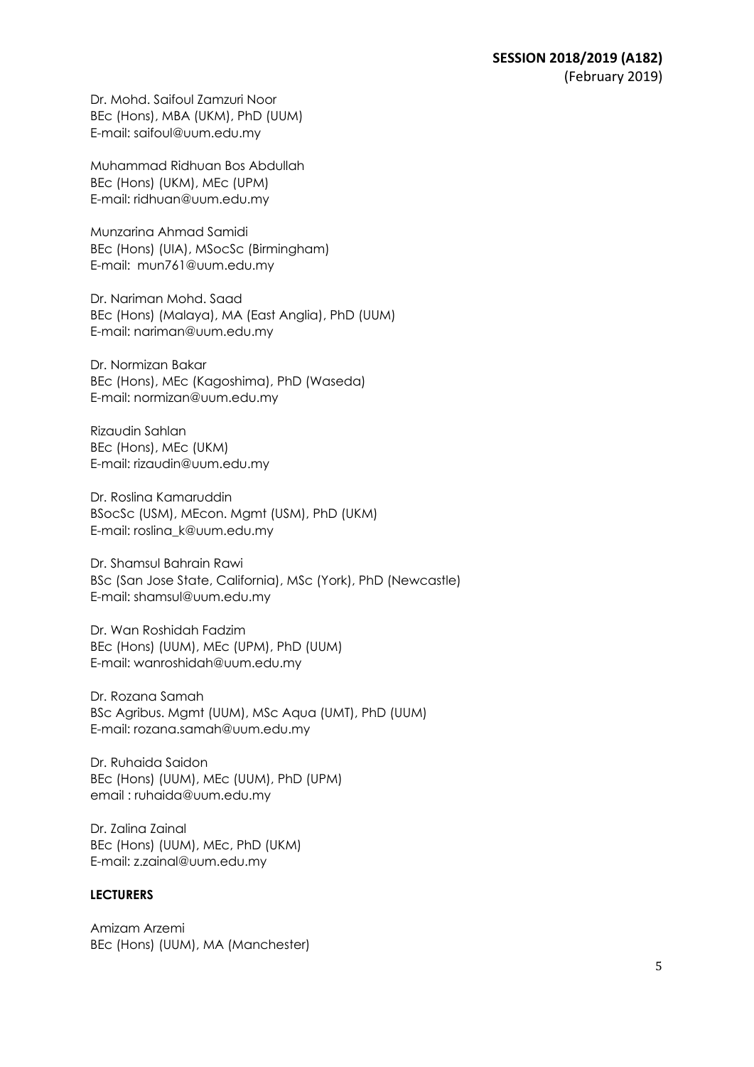Dr. Mohd. Saifoul Zamzuri Noor
BEc (Hons), MBA (UKM), PhD (UUM)
E-mail: saifoul@uum.edu.my

Muhammad Ridhuan Bos Abdullah
BEc (Hons) (UKM), MEc (UPM)
E-mail: ridhuan@uum.edu.my

Munzarina Ahmad Samidi
BEc (Hons) (UIA), MSocSc (Birmingham)
E-mail: mun761@uum.edu.my

Dr. Nariman Mohd. Saad
BEc (Hons) (Malaya), MA (East Anglia), PhD (UUM)
E-mail: nariman@uum.edu.my

Dr. Normizan Bakar
BEc (Hons), MEc (Kagoshima), PhD (Waseda)
E-mail: normizan@uum.edu.my

Rizaudin Sahlan
BEc (Hons), MEc (UKM)
E-mail: rizaudin@uum.edu.my

Dr. Roslina Kamaruddin
BSocSc (USM), MEcon. Mgmt (USM), PhD (UKM)
E-mail: roslina_k@uum.edu.my

Dr. Shamsul Bahrain Rawi
BSc (San Jose State, California), MSc (York), PhD (Newcastle)
E-mail: shamsul@uum.edu.my

Dr. Wan Roshidah Fadzim
BEc (Hons) (UUM), MEc (UPM), PhD (UUM)
E-mail: wanroshidah@uum.edu.my

Dr. Rozana Samah
BSc Agribus. Mgmt (UUM), MSc Aqua (UMT), PhD (UUM)
E-mail: rozana.samah@uum.edu.my

Dr. Ruhaida Saidon
BEc (Hons) (UUM), MEc (UUM), PhD (UPM)
email : ruhaida@uum.edu.my

Dr. Zalina Zainal
BEc (Hons) (UUM), MEc, PhD (UKM)
E-mail: z.zainal@uum.edu.my

**LECTURERS**

Amizam Arzemi
BEc (Hons) (UUM), MA (Manchester)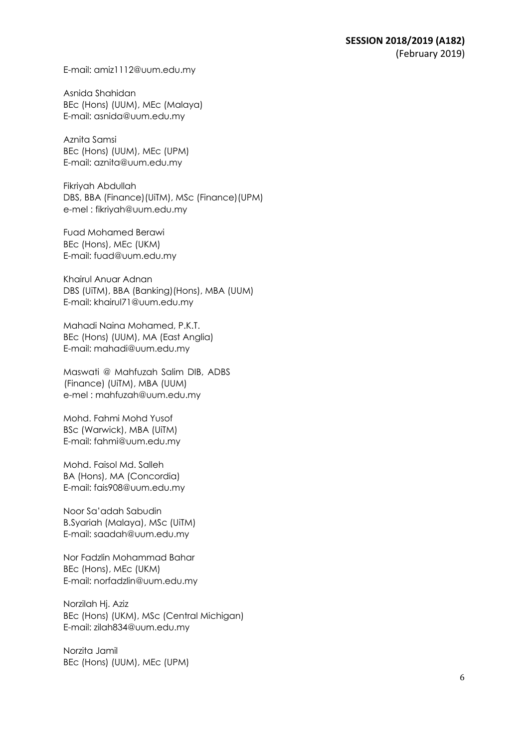E-mail: amiz1112@uum.edu.my

Asnida Shahidan
BEc (Hons) (UUM), MEc (Malaya)
E-mail: asnida@uum.edu.my

Aznita Samsi
BEc (Hons) (UUM), MEc (UPM)
E-mail: aznita@uum.edu.my

Fikriyah Abdullah
DBS, BBA (Finance)(UiTM), MSc (Finance)(UPM)
e-mel : fikriyah@uum.edu.my

Fuad Mohamed Berawi
BEc (Hons), MEc (UKM)
E-mail: fuad@uum.edu.my

Khairul Anuar Adnan
DBS (UiTM), BBA (Banking)(Hons), MBA (UUM)
E-mail: khairul71@uum.edu.my

Mahadi Naina Mohamed, P.K.T.
BEc (Hons) (UUM), MA (East Anglia)
E-mail: mahadi@uum.edu.my

Maswati @ Mahfuzah Salim DIB, ADBS (Finance) (UiTM), MBA (UUM)
e-mel : mahfuzah@uum.edu.my

Mohd. Fahmi Mohd Yusof
BSc (Warwick), MBA (UiTM)
E-mail: fahmi@uum.edu.my

Mohd. Faisol Md. Salleh
BA (Hons), MA (Concordia)
E-mail: fais908@uum.edu.my

Noor Sa'adah Sabudin
B.Syariah (Malaya), MSc (UiTM)
E-mail: saadah@uum.edu.my

Nor Fadzlin Mohammad Bahar
BEc (Hons), MEc (UKM)
E-mail: norfadzlin@uum.edu.my

Norzilah Hj. Aziz
BEc (Hons) (UKM), MSc (Central Michigan)
E-mail: zilah834@uum.edu.my

Norzita Jamil
BEc (Hons) (UUM), MEc (UPM)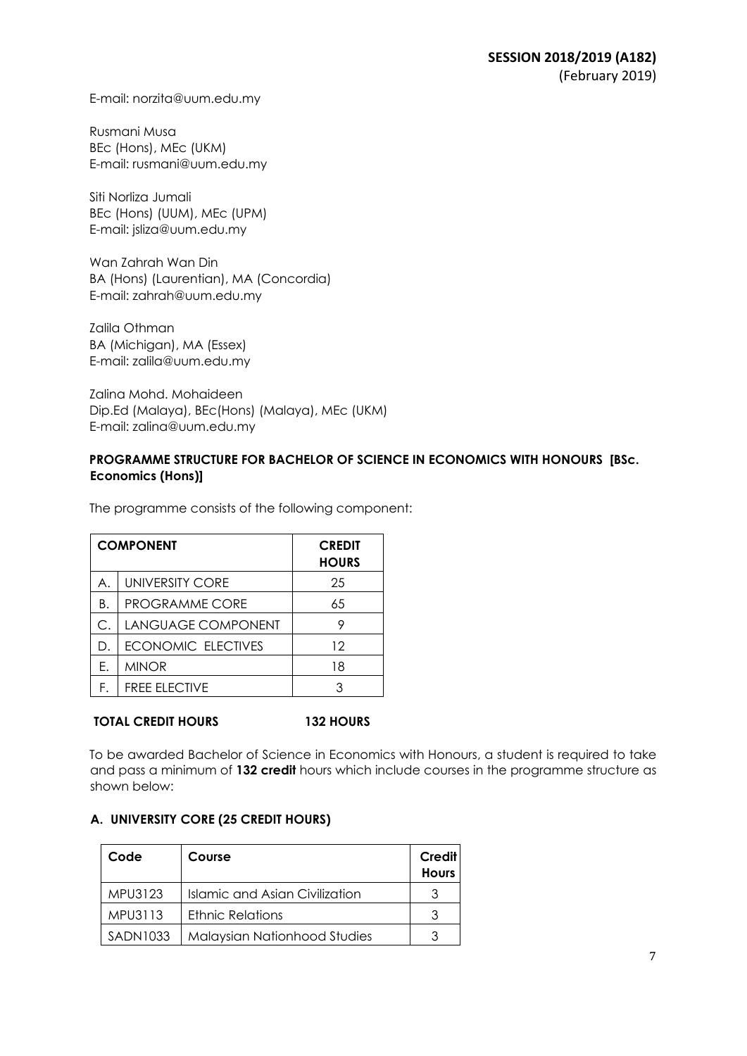E-mail: norzita@uum.edu.my

Rusmani Musa
BEc (Hons), MEc (UKM)
E-mail: rusmani@uum.edu.my

Siti Norliza Jumali
BEc (Hons) (UUM), MEc (UPM)
E-mail: jsliza@uum.edu.my

Wan Zahrah Wan Din
BA (Hons) (Laurentian), MA (Concordia)
E-mail: zahrah@uum.edu.my

Zalila Othman
BA (Michigan), MA (Essex)
E-mail: zalila@uum.edu.my

Zalina Mohd. Mohaideen
Dip.Ed (Malaya), BEc(Hons) (Malaya), MEc (UKM)
E-mail: zalina@uum.edu.my

**PROGRAMME STRUCTURE FOR BACHELOR OF SCIENCE IN ECONOMICS WITH HONOURS [BSc. Economics (Hons)]**

The programme consists of the following component:

| COMPONENT | | CREDIT HOURS |
|---|---|---|
| A. | UNIVERSITY CORE | 25 |
| B. | PROGRAMME CORE | 65 |
| C. | LANGUAGE COMPONENT | 9 |
| D. | ECONOMIC ELECTIVES | 12 |
| E. | MINOR | 18 |
| F. | FREE ELECTIVE | 3 |

**TOTAL CREDIT HOURS 132 HOURS**

To be awarded Bachelor of Science in Economics with Honours, a student is required to take and pass a minimum of **132 credit** hours which include courses in the programme structure as shown below:

**A. UNIVERSITY CORE (25 CREDIT HOURS)**

| Code | Course | Credit Hours |
|---|---|---|
| MPU3123 | Islamic and Asian Civilization | 3 |
| MPU3113 | Ethnic Relations | 3 |
| SADN1033 | Malaysian Nationhood Studies | 3 |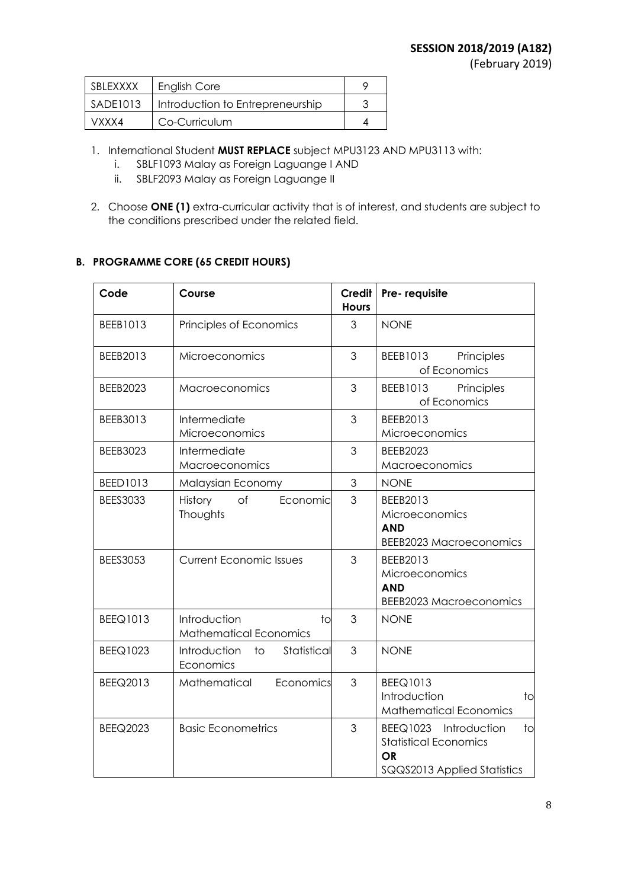| SBLEXXXX | English Core | 9 |
|---|---|---|
| SADE1013 | Introduction to Entrepreneurship | 3 |
| VXXX4 | Co-Curriculum | 4 |

1. International Student **MUST REPLACE** subject MPU3123 AND MPU3113 with:
   i. SBLF1093 Malay as Foreign Laguange I AND
   ii. SBLF2093 Malay as Foreign Laguange II
2. Choose **ONE (1)** extra-curricular activity that is of interest, and students are subject to the conditions prescribed under the related field.

## B. PROGRAMME CORE (65 CREDIT HOURS)

| Code | Course | Credit Hours | Pre- requisite |
|---|---|---|---|
| BEEB1013 | Principles of Economics | 3 | NONE |
| BEEB2013 | Microeconomics | 3 | BEEB1013 Principles of Economics |
| BEEB2023 | Macroeconomics | 3 | BEEB1013 Principles of Economics |
| BEEB3013 | Intermediate Microeconomics | 3 | BEEB2013 Microeconomics |
| BEEB3023 | Intermediate Macroeconomics | 3 | BEEB2023 Macroeconomics |
| BEED1013 | Malaysian Economy | 3 | NONE |
| BEES3033 | History of Economic Thoughts | 3 | BEEB2013 Microeconomics **AND** BEEB2023 Macroeconomics |
| BEES3053 | Current Economic Issues | 3 | BEEB2013 Microeconomics **AND** BEEB2023 Macroeconomics |
| BEEQ1013 | Introduction to Mathematical Economics | 3 | NONE |
| BEEQ1023 | Introduction to Statistical Economics | 3 | NONE |
| BEEQ2013 | Mathematical Economics | 3 | BEEQ1013 Introduction to Mathematical Economics |
| BEEQ2023 | Basic Econometrics | 3 | BEEQ1023 Introduction to Statistical Economics **OR** SQQS2013 Applied Statistics |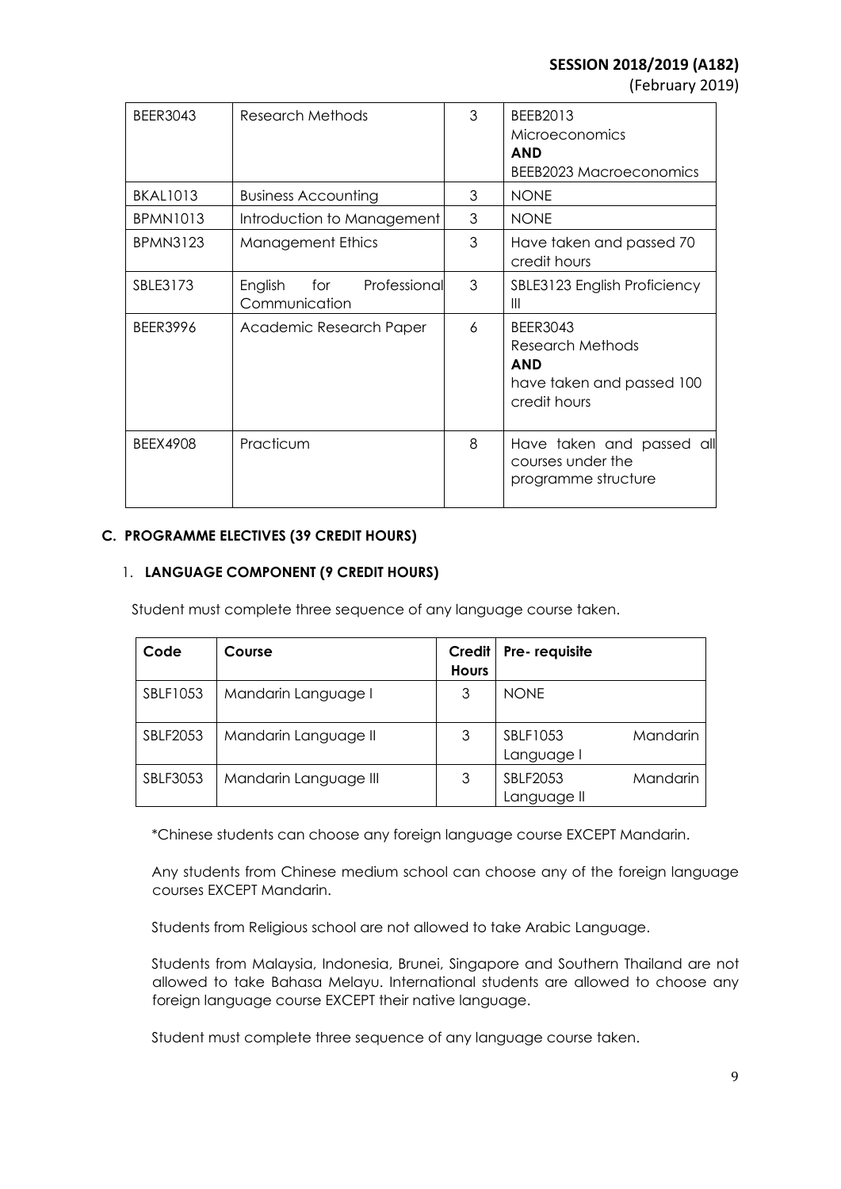| BEER3043 | Research Methods | 3 | BEEB2013 Microeconomics **AND** BEEB2023 Macroeconomics |
|---|---|---|---|
| BKAL1013 | Business Accounting | 3 | NONE |
| BPMN1013 | Introduction to Management | 3 | NONE |
| BPMN3123 | Management Ethics | 3 | Have taken and passed 70 credit hours |
| SBLE3173 | English for Professional Communication | 3 | SBLE3123 English Proficiency III |
| BEER3996 | Academic Research Paper | 6 | BEER3043 Research Methods **AND** have taken and passed 100 credit hours |
| BEEX4908 | Practicum | 8 | Have taken and passed all courses under the programme structure |

### C. PROGRAMME ELECTIVES (39 CREDIT HOURS)

#### 1. LANGUAGE COMPONENT (9 CREDIT HOURS)

Student must complete three sequence of any language course taken.

| Code | Course | Credit Hours | Pre- requisite |
|---|---|---|---|
| SBLF1053 | Mandarin Language I | 3 | NONE |
| SBLF2053 | Mandarin Language II | 3 | SBLF1053 Mandarin Language I |
| SBLF3053 | Mandarin Language III | 3 | SBLF2053 Mandarin Language II |

*Chinese students can choose any foreign language course EXCEPT Mandarin.

Any students from Chinese medium school can choose any of the foreign language courses EXCEPT Mandarin.

Students from Religious school are not allowed to take Arabic Language.

Students from Malaysia, Indonesia, Brunei, Singapore and Southern Thailand are not allowed to take Bahasa Melayu. International students are allowed to choose any foreign language course EXCEPT their native language.

Student must complete three sequence of any language course taken.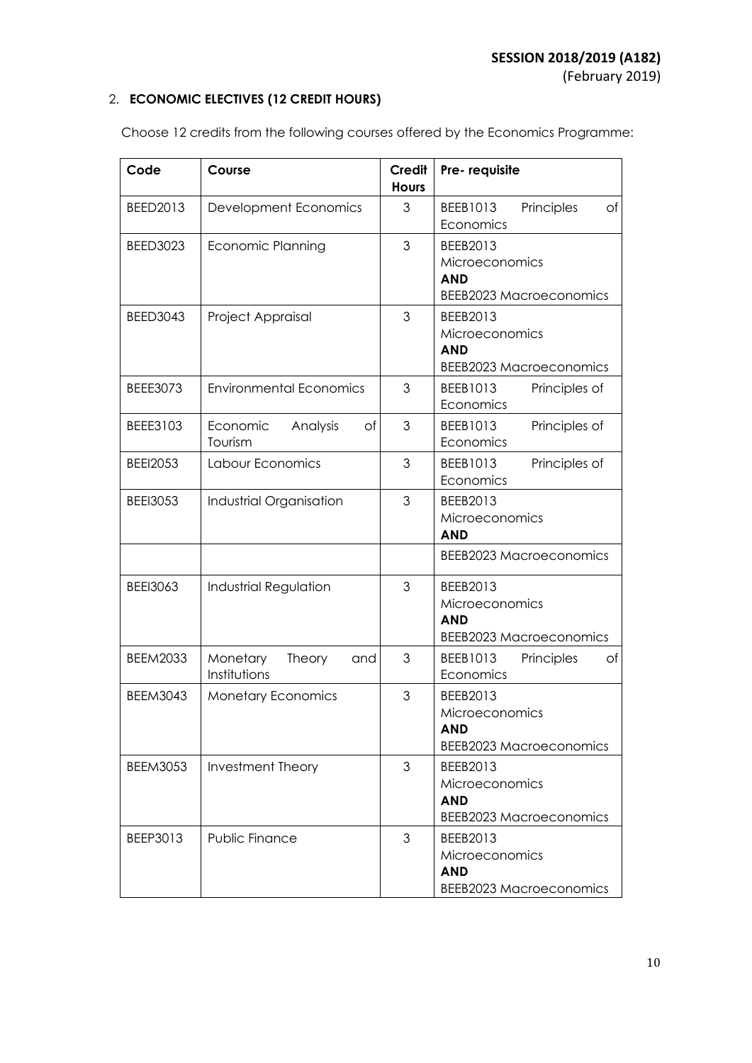## 2. **ECONOMIC ELECTIVES (12 CREDIT HOURS)**

Choose 12 credits from the following courses offered by the Economics Programme:

| Code | Course | Credit Hours | Pre- requisite |
|---|---|---|---|
| BEED2013 | Development Economics | 3 | BEEB1013 Principles of Economics |
| BEED3023 | Economic Planning | 3 | BEEB2013 Microeconomics **AND** BEEB2023 Macroeconomics |
| BEED3043 | Project Appraisal | 3 | BEEB2013 Microeconomics **AND** BEEB2023 Macroeconomics |
| BEEE3073 | Environmental Economics | 3 | BEEB1013 Principles of Economics |
| BEEE3103 | Economic Analysis of Tourism | 3 | BEEB1013 Principles of Economics |
| BEEI2053 | Labour Economics | 3 | BEEB1013 Principles of Economics |
| BEEI3053 | Industrial Organisation | 3 | BEEB2013 Microeconomics **AND** BEEB2023 Macroeconomics |
| BEEI3063 | Industrial Regulation | 3 | BEEB2013 Microeconomics **AND** BEEB2023 Macroeconomics |
| BEEM2033 | Monetary Theory and Institutions | 3 | BEEB1013 Principles of Economics |
| BEEM3043 | Monetary Economics | 3 | BEEB2013 Microeconomics **AND** BEEB2023 Macroeconomics |
| BEEM3053 | Investment Theory | 3 | BEEB2013 Microeconomics **AND** BEEB2023 Macroeconomics |
| BEEP3013 | Public Finance | 3 | BEEB2013 Microeconomics **AND** BEEB2023 Macroeconomics |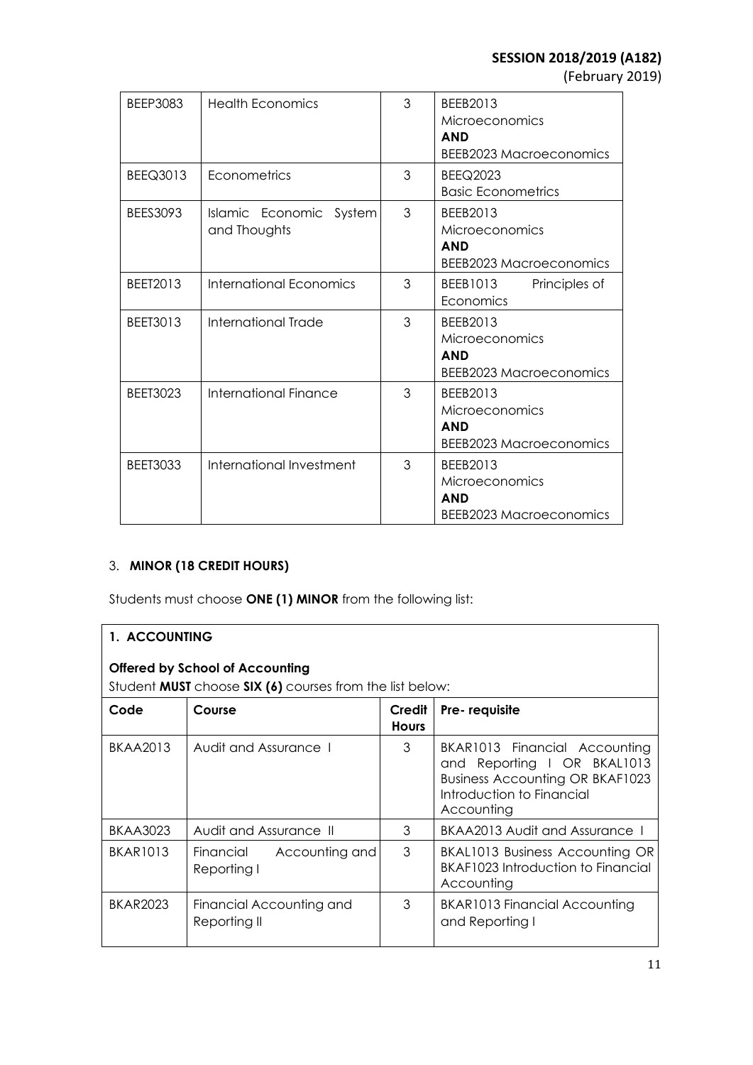| BEEP3083 | Health Economics | 3 | BEEB2013 Microeconomics **AND** BEEB2023 Macroeconomics |
|---|---|---|---|
| BEEQ3013 | Econometrics | 3 | BEEQ2023 Basic Econometrics |
| BEES3093 | Islamic Economic System and Thoughts | 3 | BEEB2013 Microeconomics **AND** BEEB2023 Macroeconomics |
| BEET2013 | International Economics | 3 | BEEB1013 Principles of Economics |
| BEET3013 | International Trade | 3 | BEEB2013 Microeconomics **AND** BEEB2023 Macroeconomics |
| BEET3023 | International Finance | 3 | BEEB2013 Microeconomics **AND** BEEB2023 Macroeconomics |
| BEET3033 | International Investment | 3 | BEEB2013 Microeconomics **AND** BEEB2023 Macroeconomics |

3. **MINOR (18 CREDIT HOURS)**

Students must choose **ONE (1) MINOR** from the following list:

**1. ACCOUNTING**

**Offered by School of Accounting**

Student **MUST** choose **SIX (6)** courses from the list below:

| Code | Course | Credit Hours | Pre- requisite |
|---|---|---|---|
| BKAA2013 | Audit and Assurance I | 3 | BKAR1013 Financial Accounting and Reporting I OR BKAL1013 Business Accounting OR BKAF1023 Introduction to Financial Accounting |
| BKAA3023 | Audit and Assurance II | 3 | BKAA2013 Audit and Assurance I |
| BKAR1013 | Financial Accounting and Reporting I | 3 | BKAL1013 Business Accounting OR BKAF1023 Introduction to Financial Accounting |
| BKAR2023 | Financial Accounting and Reporting II | 3 | BKAR1013 Financial Accounting and Reporting I |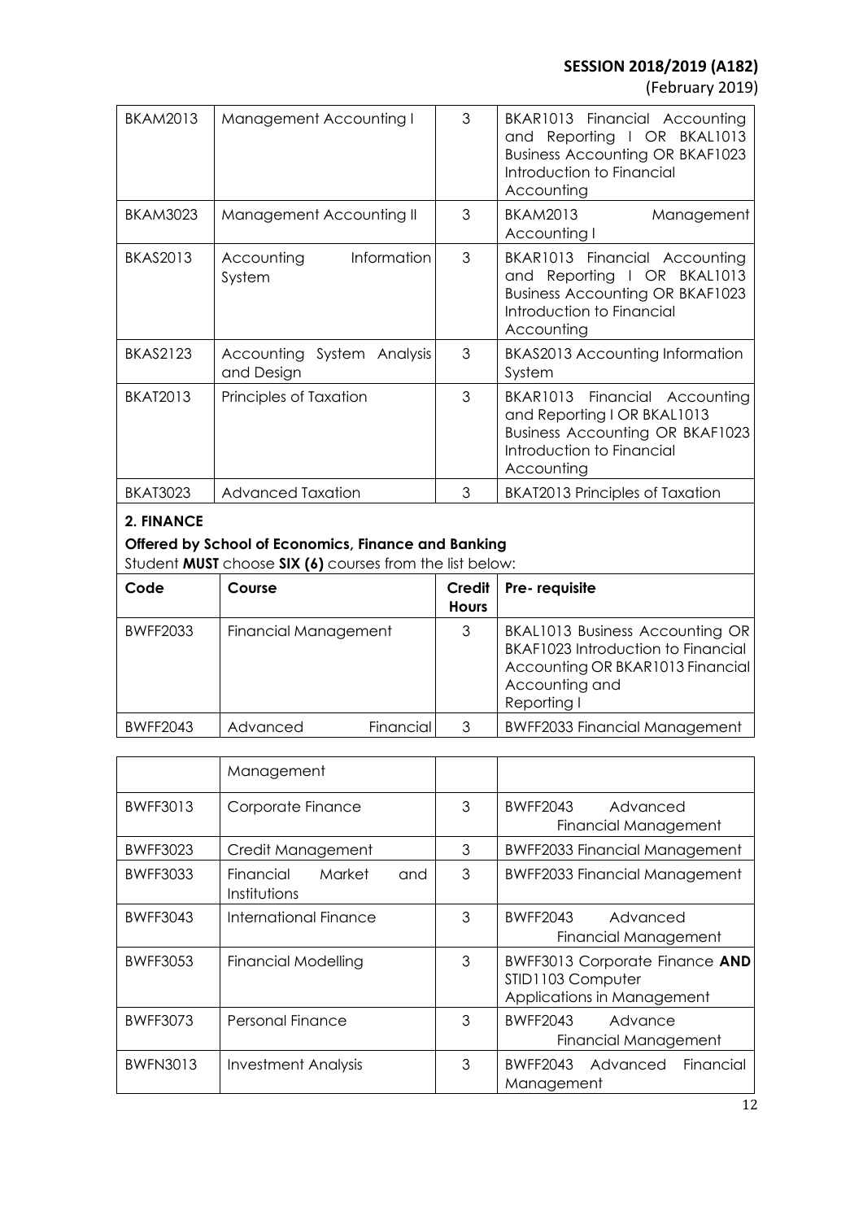| BKAM2013 | Management Accounting I | 3 | BKAR1013 Financial Accounting and Reporting I OR BKAL1013 Business Accounting OR BKAF1023 Introduction to Financial Accounting |
|---|---|---|---|
| BKAM3023 | Management Accounting II | 3 | BKAM2013 Management Accounting I |
| BKAS2013 | Accounting Information System | 3 | BKAR1013 Financial Accounting and Reporting I OR BKAL1013 Business Accounting OR BKAF1023 Introduction to Financial Accounting |
| BKAS2123 | Accounting System Analysis and Design | 3 | BKAS2013 Accounting Information System |
| BKAT2013 | Principles of Taxation | 3 | BKAR1013 Financial Accounting and Reporting I OR BKAL1013 Business Accounting OR BKAF1023 Introduction to Financial Accounting |
| BKAT3023 | Advanced Taxation | 3 | BKAT2013 Principles of Taxation |

**2. FINANCE**

**Offered by School of Economics, Finance and Banking**

Student **MUST** choose **SIX (6)** courses from the list below:

| Code | Course | Credit Hours | Pre- requisite |
|---|---|---|---|
| BWFF2033 | Financial Management | 3 | BKAL1013 Business Accounting OR BKAF1023 Introduction to Financial Accounting OR BKAR1013 Financial Accounting and Reporting I |
| BWFF2043 | Advanced Financial Management | 3 | BWFF2033 Financial Management |
| BWFF3013 | Corporate Finance | 3 | BWFF2043 Advanced Financial Management |
| BWFF3023 | Credit Management | 3 | BWFF2033 Financial Management |
| BWFF3033 | Financial Market and Institutions | 3 | BWFF2033 Financial Management |
| BWFF3043 | International Finance | 3 | BWFF2043 Advanced Financial Management |
| BWFF3053 | Financial Modelling | 3 | BWFF3013 Corporate Finance **AND** STID1103 Computer Applications in Management |
| BWFF3073 | Personal Finance | 3 | BWFF2043 Advance Financial Management |
| BWFN3013 | Investment Analysis | 3 | BWFF2043 Advanced Financial Management |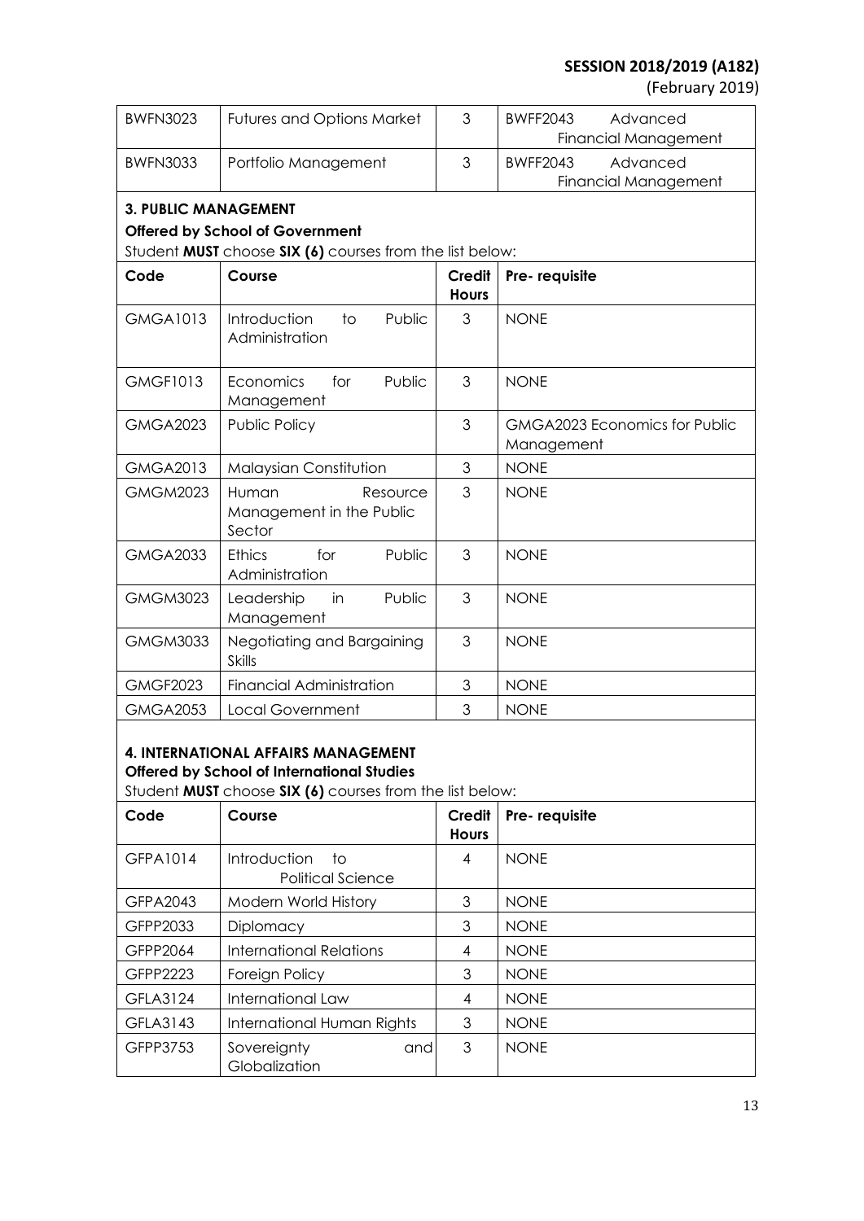| BWFN3023 | Futures and Options Market | 3 | BWFF2043 Advanced Financial Management |
|---|---|---|---|
| BWFN3033 | Portfolio Management | 3 | BWFF2043 Advanced Financial Management |

**3. PUBLIC MANAGEMENT**

**Offered by School of Government**

Student **MUST** choose **SIX (6)** courses from the list below:

| Code | Course | Credit Hours | Pre- requisite |
|---|---|---|---|
| GMGA1013 | Introduction to Public Administration | 3 | NONE |
| GMGF1013 | Economics for Public Management | 3 | NONE |
| GMGA2023 | Public Policy | 3 | GMGA2023 Economics for Public Management |
| GMGA2013 | Malaysian Constitution | 3 | NONE |
| GMGM2023 | Human Resource Management in the Public Sector | 3 | NONE |
| GMGA2033 | Ethics for Public Administration | 3 | NONE |
| GMGM3023 | Leadership in Public Management | 3 | NONE |
| GMGM3033 | Negotiating and Bargaining Skills | 3 | NONE |
| GMGF2023 | Financial Administration | 3 | NONE |
| GMGA2053 | Local Government | 3 | NONE |

**4. INTERNATIONAL AFFAIRS MANAGEMENT**

**Offered by School of International Studies**

Student **MUST** choose **SIX (6)** courses from the list below:

| Code | Course | Credit Hours | Pre- requisite |
|---|---|---|---|
| GFPA1014 | Introduction to Political Science | 4 | NONE |
| GFPA2043 | Modern World History | 3 | NONE |
| GFPP2033 | Diplomacy | 3 | NONE |
| GFPP2064 | International Relations | 4 | NONE |
| GFPP2223 | Foreign Policy | 3 | NONE |
| GFLA3124 | International Law | 4 | NONE |
| GFLA3143 | International Human Rights | 3 | NONE |
| GFPP3753 | Sovereignty and Globalization | 3 | NONE |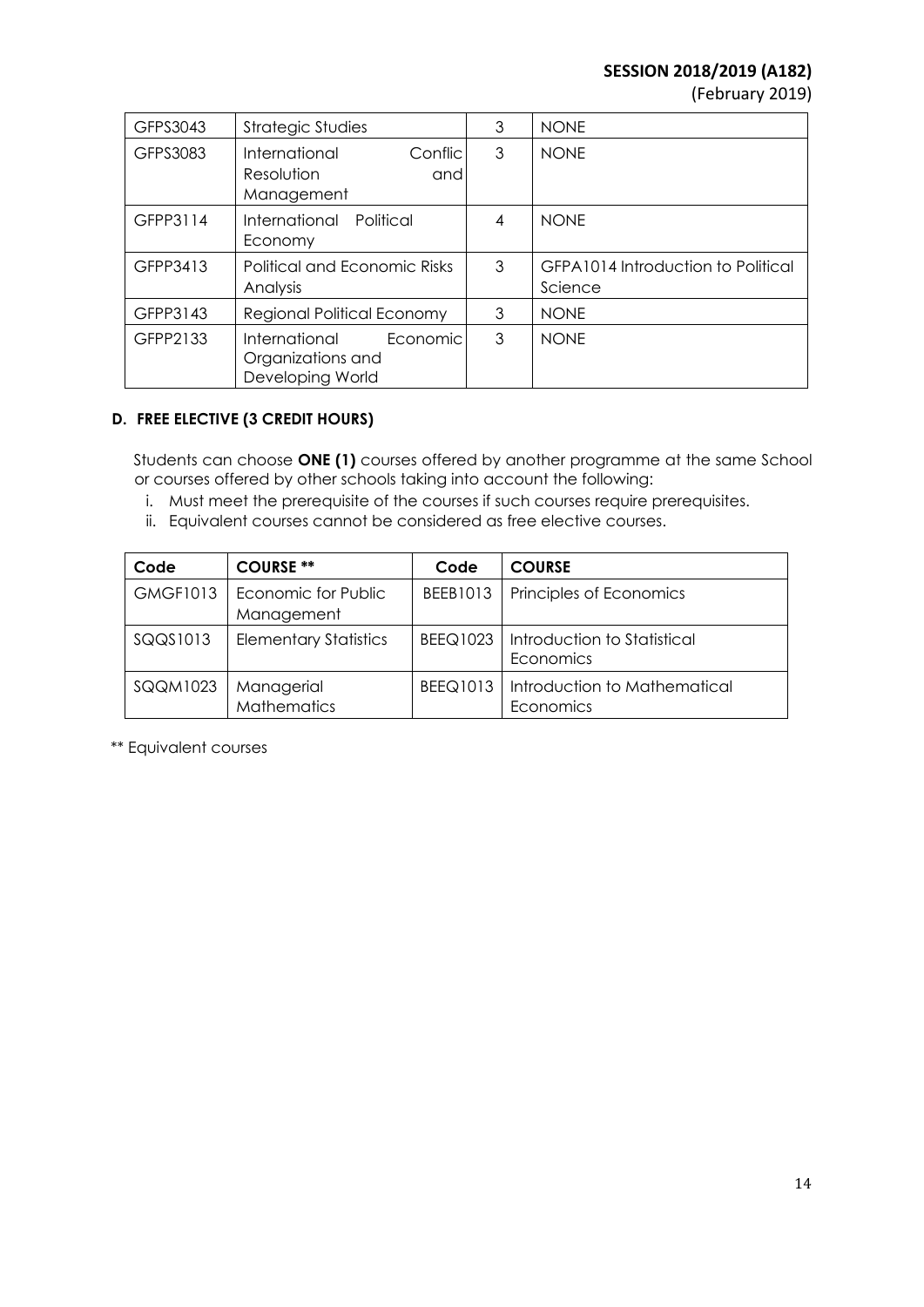| GFPS3043 | Strategic Studies | 3 | NONE |
|---|---|---|---|
| GFPS3083 | International Conflic Resolution and Management | 3 | NONE |
| GFPP3114 | International Political Economy | 4 | NONE |
| GFPP3413 | Political and Economic Risks Analysis | 3 | GFPA1014 Introduction to Political Science |
| GFPP3143 | Regional Political Economy | 3 | NONE |
| GFPP2133 | International Economic Organizations and Developing World | 3 | NONE |

### D. FREE ELECTIVE (3 CREDIT HOURS)

Students can choose **ONE (1)** courses offered by another programme at the same School or courses offered by other schools taking into account the following:

i. Must meet the prerequisite of the courses if such courses require prerequisites.
ii. Equivalent courses cannot be considered as free elective courses.

| Code | COURSE ** | Code | COURSE |
|---|---|---|---|
| GMGF1013 | Economic for Public Management | BEEB1013 | Principles of Economics |
| SQQS1013 | Elementary Statistics | BEEQ1023 | Introduction to Statistical Economics |
| SQQM1023 | Managerial Mathematics | BEEQ1013 | Introduction to Mathematical Economics |

** Equivalent courses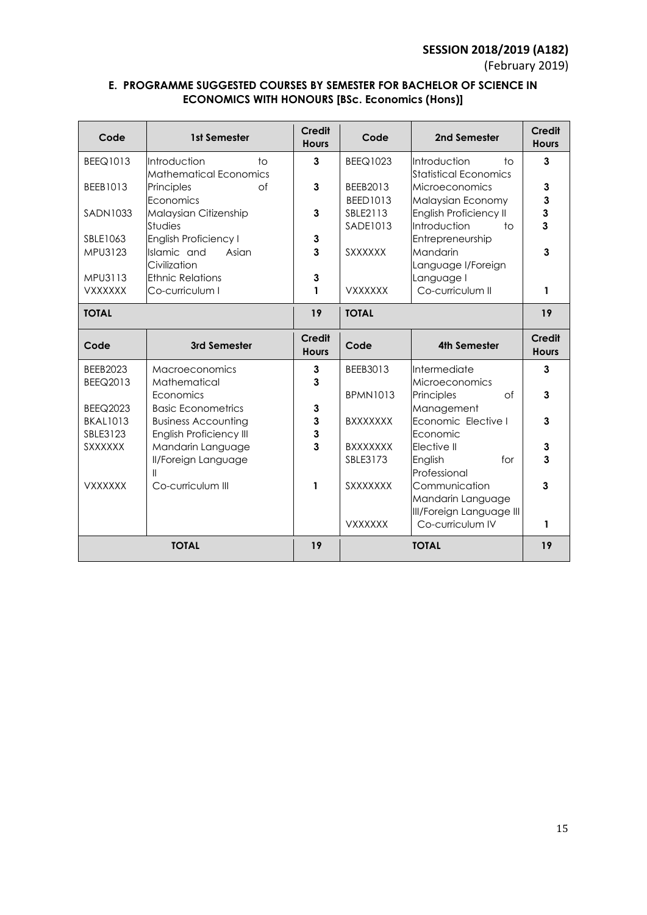## E. PROGRAMME SUGGESTED COURSES BY SEMESTER FOR BACHELOR OF SCIENCE IN ECONOMICS WITH HONOURS [BSc. Economics (Hons)]

| Code | 1st Semester | Credit Hours | Code | 2nd Semester | Credit Hours |
|---|---|---|---|---|---|
| BEEQ1013 | Introduction to Mathematical Economics | 3 | BEEQ1023 | Introduction to Statistical Economics | 3 |
| BEEB1013 | Principles of Economics | 3 | BEEB2013 | Microeconomics | 3 |
| SADN1033 | Malaysian Citizenship Studies | 3 | BEED1013 | Malaysian Economy | 3 |
| SBLE1063 | English Proficiency I | 3 | SBLE2113 | English Proficiency II | 3 |
| MPU3123 | Islamic and Asian Civilization | 3 | SADE1013 | Introduction to Entrepreneurship | 3 |
| MPU3113 | Ethnic Relations | 3 | SXXXXXX | Mandarin Language I/Foreign Language I | 3 |
| VXXXXXX | Co-curriculum I | 1 | VXXXXXX | Co-curriculum II | 1 |
| **TOTAL** | | **19** | **TOTAL** | | **19** |
| **Code** | **3rd Semester** | **Credit Hours** | **Code** | **4th Semester** | **Credit Hours** |
| BEEB2023 | Macroeconomics | 3 | BEEB3013 | Intermediate Microeconomics | 3 |
| BEEQ2013 | Mathematical Economics | 3 | BPMN1013 | Principles of Management | 3 |
| BEEQ2023 | Basic Econometrics | 3 | BXXXXXXX | Economic Elective I | 3 |
| BKAL1013 | Business Accounting | 3 | BXXXXXXX | Economic Elective II | 3 |
| SBLE3123 | English Proficiency III | 3 | SBLE3173 | English for Professional Communication | 3 |
| SXXXXXX | Mandarin Language II/Foreign Language II | 3 | SXXXXXXX | Mandarin Language III/Foreign Language III | 3 |
| VXXXXXX | Co-curriculum III | 1 | VXXXXXX | Co-curriculum IV | 1 |
| **TOTAL** | | **19** | **TOTAL** | | **19** |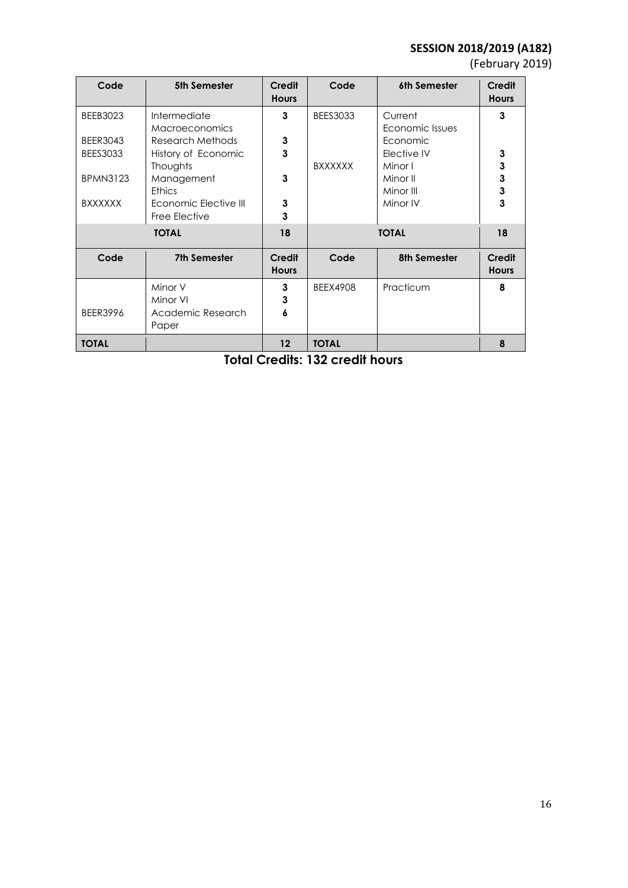**SESSION 2018/2019 (A182)**
(February 2019)

| Code | 5th Semester | Credit Hours | Code | 6th Semester | Credit Hours |
|---|---|---|---|---|---|
| BEEB3023 | Intermediate Macroeconomics | 3 | BEES3033 | Current Economic Issues | 3 |
| BEER3043 | Research Methods | 3 | | Economic Elective IV | 3 |
| BEES3033 | History of Economic Thoughts | 3 | BXXXXXX | Minor I | 3 |
| BPMN3123 | Management Ethics | 3 | | Minor II | 3 |
| BXXXXXX | Economic Elective III | 3 | | Minor III | 3 |
| | Free Elective | 3 | | Minor IV | 3 |
| **TOTAL** | | **18** | **TOTAL** | | **18** |
| **Code** | **7th Semester** | **Credit Hours** | **Code** | **8th Semester** | **Credit Hours** |
| | Minor V | 3 | BEEX4908 | Practicum | 8 |
| | Minor VI | 3 | | | |
| BEER3996 | Academic Research Paper | 6 | | | |
| **TOTAL** | | **12** | **TOTAL** | | **8** |

**Total Credits: 132 credit hours**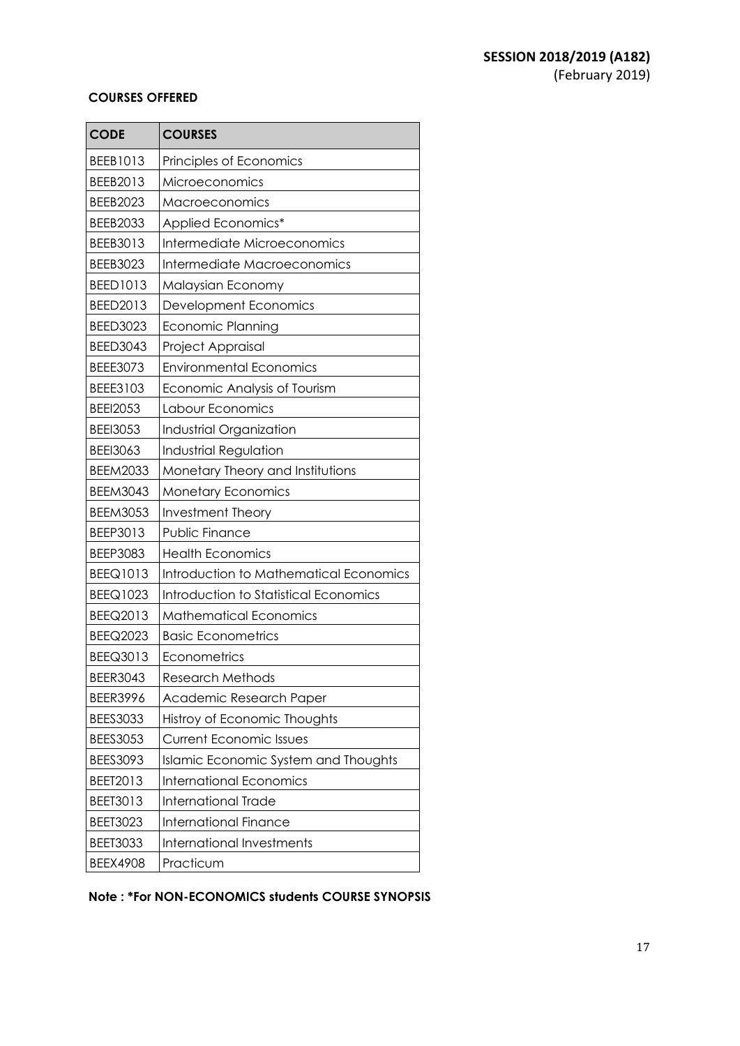**SESSION 2018/2019 (A182)**
(February 2019)

**COURSES OFFERED**

| CODE | COURSES |
|---|---|
| BEEB1013 | Principles of Economics |
| BEEB2013 | Microeconomics |
| BEEB2023 | Macroeconomics |
| BEEB2033 | Applied Economics* |
| BEEB3013 | Intermediate Microeconomics |
| BEEB3023 | Intermediate Macroeconomics |
| BEED1013 | Malaysian Economy |
| BEED2013 | Development Economics |
| BEED3023 | Economic Planning |
| BEED3043 | Project Appraisal |
| BEEE3073 | Environmental Economics |
| BEEE3103 | Economic Analysis of Tourism |
| BEEI2053 | Labour Economics |
| BEEI3053 | Industrial Organization |
| BEEI3063 | Industrial Regulation |
| BEEM2033 | Monetary Theory and Institutions |
| BEEM3043 | Monetary Economics |
| BEEM3053 | Investment Theory |
| BEEP3013 | Public Finance |
| BEEP3083 | Health Economics |
| BEEQ1013 | Introduction to Mathematical Economics |
| BEEQ1023 | Introduction to Statistical Economics |
| BEEQ2013 | Mathematical Economics |
| BEEQ2023 | Basic Econometrics |
| BEEQ3013 | Econometrics |
| BEER3043 | Research Methods |
| BEER3996 | Academic Research Paper |
| BEES3033 | Histroy of Economic Thoughts |
| BEES3053 | Current Economic Issues |
| BEES3093 | Islamic Economic System and Thoughts |
| BEET2013 | International Economics |
| BEET3013 | International Trade |
| BEET3023 | International Finance |
| BEET3033 | International Investments |
| BEEX4908 | Practicum |

**Note : *For NON-ECONOMICS students COURSE SYNOPSIS**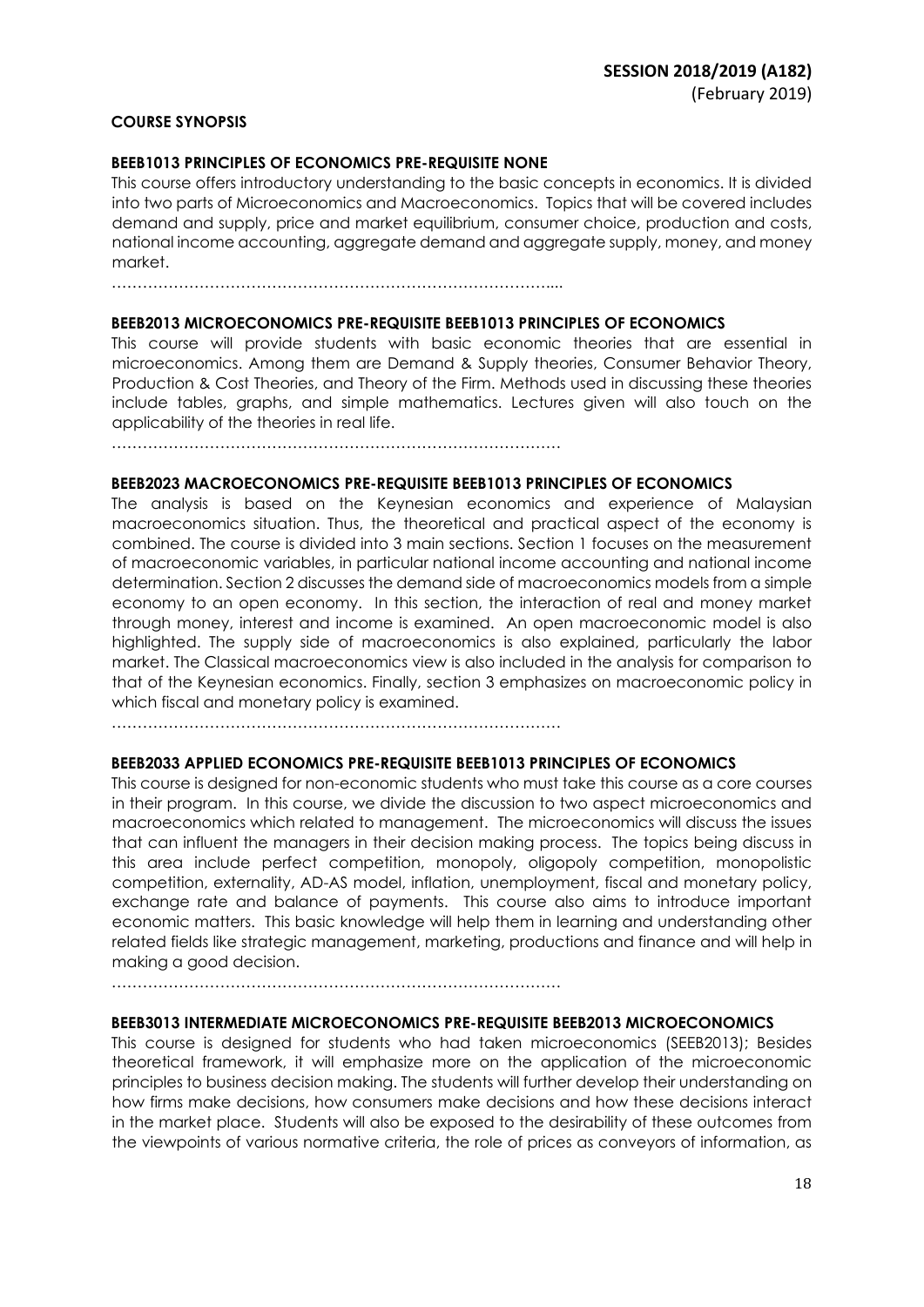**SESSION 2018/2019 (A182)**
(February 2019)

**COURSE SYNOPSIS**

**BEEB1013 PRINCIPLES OF ECONOMICS PRE-REQUISITE NONE**

This course offers introductory understanding to the basic concepts in economics. It is divided into two parts of Microeconomics and Macroeconomics. Topics that will be covered includes demand and supply, price and market equilibrium, consumer choice, production and costs, national income accounting, aggregate demand and aggregate supply, money, and money market.

…………………………………………………………………………....

**BEEB2013 MICROECONOMICS PRE-REQUISITE BEEB1013 PRINCIPLES OF ECONOMICS**

This course will provide students with basic economic theories that are essential in microeconomics. Among them are Demand & Supply theories, Consumer Behavior Theory, Production & Cost Theories, and Theory of the Firm. Methods used in discussing these theories include tables, graphs, and simple mathematics. Lectures given will also touch on the applicability of the theories in real life.

……………………………………………………………………………

**BEEB2023 MACROECONOMICS PRE-REQUISITE BEEB1013 PRINCIPLES OF ECONOMICS**

The analysis is based on the Keynesian economics and experience of Malaysian macroeconomics situation. Thus, the theoretical and practical aspect of the economy is combined. The course is divided into 3 main sections. Section 1 focuses on the measurement of macroeconomic variables, in particular national income accounting and national income determination. Section 2 discusses the demand side of macroeconomics models from a simple economy to an open economy. In this section, the interaction of real and money market through money, interest and income is examined. An open macroeconomic model is also highlighted. The supply side of macroeconomics is also explained, particularly the labor market. The Classical macroeconomics view is also included in the analysis for comparison to that of the Keynesian economics. Finally, section 3 emphasizes on macroeconomic policy in which fiscal and monetary policy is examined.

……………………………………………………………………………

**BEEB2033 APPLIED ECONOMICS PRE-REQUISITE BEEB1013 PRINCIPLES OF ECONOMICS**

This course is designed for non-economic students who must take this course as a core courses in their program. In this course, we divide the discussion to two aspect microeconomics and macroeconomics which related to management. The microeconomics will discuss the issues that can influent the managers in their decision making process. The topics being discuss in this area include perfect competition, monopoly, oligopoly competition, monopolistic competition, externality, AD-AS model, inflation, unemployment, fiscal and monetary policy, exchange rate and balance of payments. This course also aims to introduce important economic matters. This basic knowledge will help them in learning and understanding other related fields like strategic management, marketing, productions and finance and will help in making a good decision.

……………………………………………………………………………

**BEEB3013 INTERMEDIATE MICROECONOMICS PRE-REQUISITE BEEB2013 MICROECONOMICS**

This course is designed for students who had taken microeconomics (SEEB2013); Besides theoretical framework, it will emphasize more on the application of the microeconomic principles to business decision making. The students will further develop their understanding on how firms make decisions, how consumers make decisions and how these decisions interact in the market place. Students will also be exposed to the desirability of these outcomes from the viewpoints of various normative criteria, the role of prices as conveyors of information, as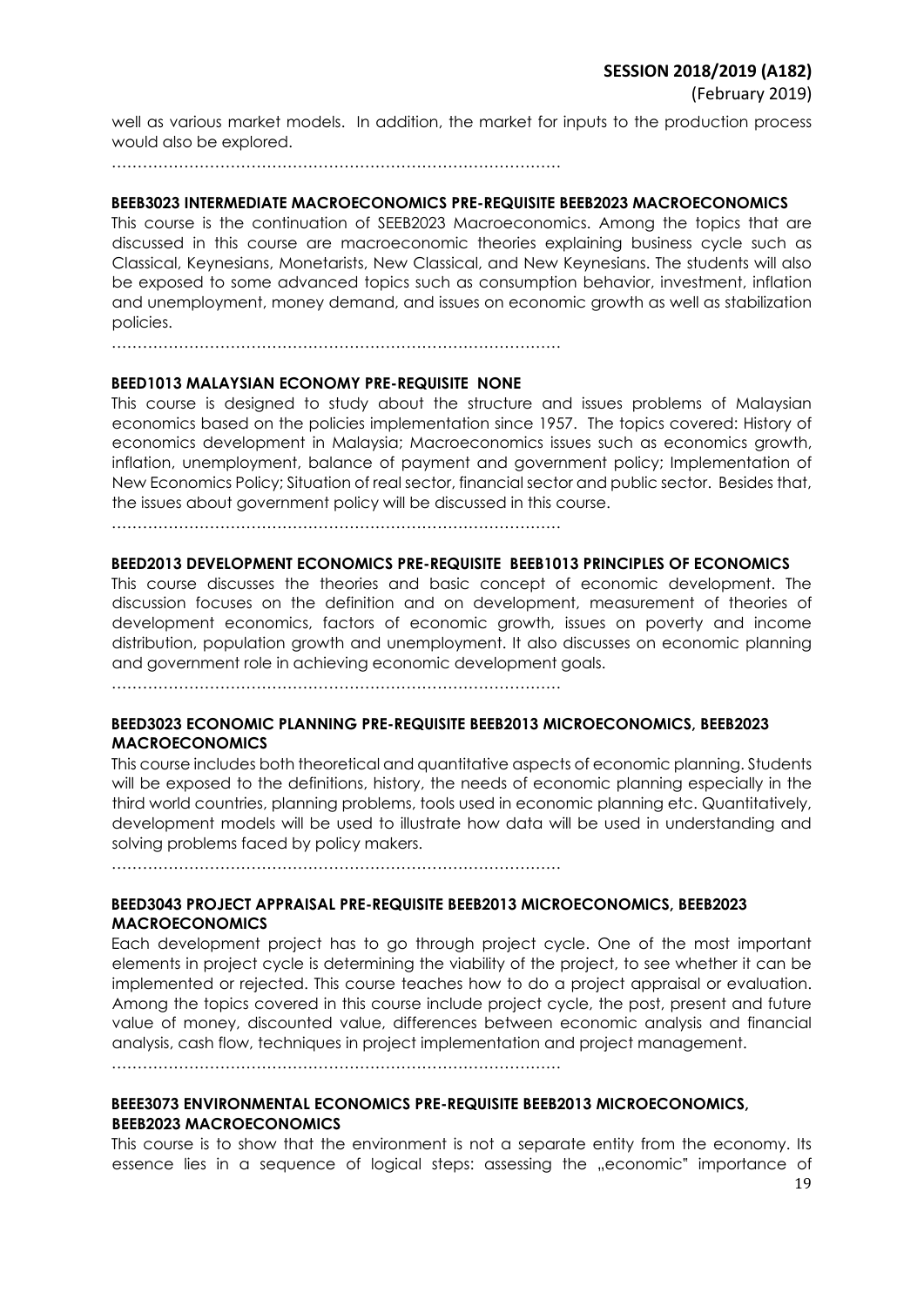well as various market models. In addition, the market for inputs to the production process would also be explored.

………………………………………………………………………………

**BEEB3023 INTERMEDIATE MACROECONOMICS PRE-REQUISITE BEEB2023 MACROECONOMICS**

This course is the continuation of SEEB2023 Macroeconomics. Among the topics that are discussed in this course are macroeconomic theories explaining business cycle such as Classical, Keynesians, Monetarists, New Classical, and New Keynesians. The students will also be exposed to some advanced topics such as consumption behavior, investment, inflation and unemployment, money demand, and issues on economic growth as well as stabilization policies.

………………………………………………………………………………

**BEED1013 MALAYSIAN ECONOMY PRE-REQUISITE NONE**

This course is designed to study about the structure and issues problems of Malaysian economics based on the policies implementation since 1957. The topics covered: History of economics development in Malaysia; Macroeconomics issues such as economics growth, inflation, unemployment, balance of payment and government policy; Implementation of New Economics Policy; Situation of real sector, financial sector and public sector. Besides that, the issues about government policy will be discussed in this course.

………………………………………………………………………………

**BEED2013 DEVELOPMENT ECONOMICS PRE-REQUISITE BEEB1013 PRINCIPLES OF ECONOMICS**

This course discusses the theories and basic concept of economic development. The discussion focuses on the definition and on development, measurement of theories of development economics, factors of economic growth, issues on poverty and income distribution, population growth and unemployment. It also discusses on economic planning and government role in achieving economic development goals.

………………………………………………………………………………

**BEED3023 ECONOMIC PLANNING PRE-REQUISITE BEEB2013 MICROECONOMICS, BEEB2023 MACROECONOMICS**

This course includes both theoretical and quantitative aspects of economic planning. Students will be exposed to the definitions, history, the needs of economic planning especially in the third world countries, planning problems, tools used in economic planning etc. Quantitatively, development models will be used to illustrate how data will be used in understanding and solving problems faced by policy makers.

………………………………………………………………………………

**BEED3043 PROJECT APPRAISAL PRE-REQUISITE BEEB2013 MICROECONOMICS, BEEB2023 MACROECONOMICS**

Each development project has to go through project cycle. One of the most important elements in project cycle is determining the viability of the project, to see whether it can be implemented or rejected. This course teaches how to do a project appraisal or evaluation. Among the topics covered in this course include project cycle, the post, present and future value of money, discounted value, differences between economic analysis and financial analysis, cash flow, techniques in project implementation and project management.

………………………………………………………………………………

**BEEE3073 ENVIRONMENTAL ECONOMICS PRE-REQUISITE BEEB2013 MICROECONOMICS, BEEB2023 MACROECONOMICS**

This course is to show that the environment is not a separate entity from the economy. Its essence lies in a sequence of logical steps: assessing the „economic" importance of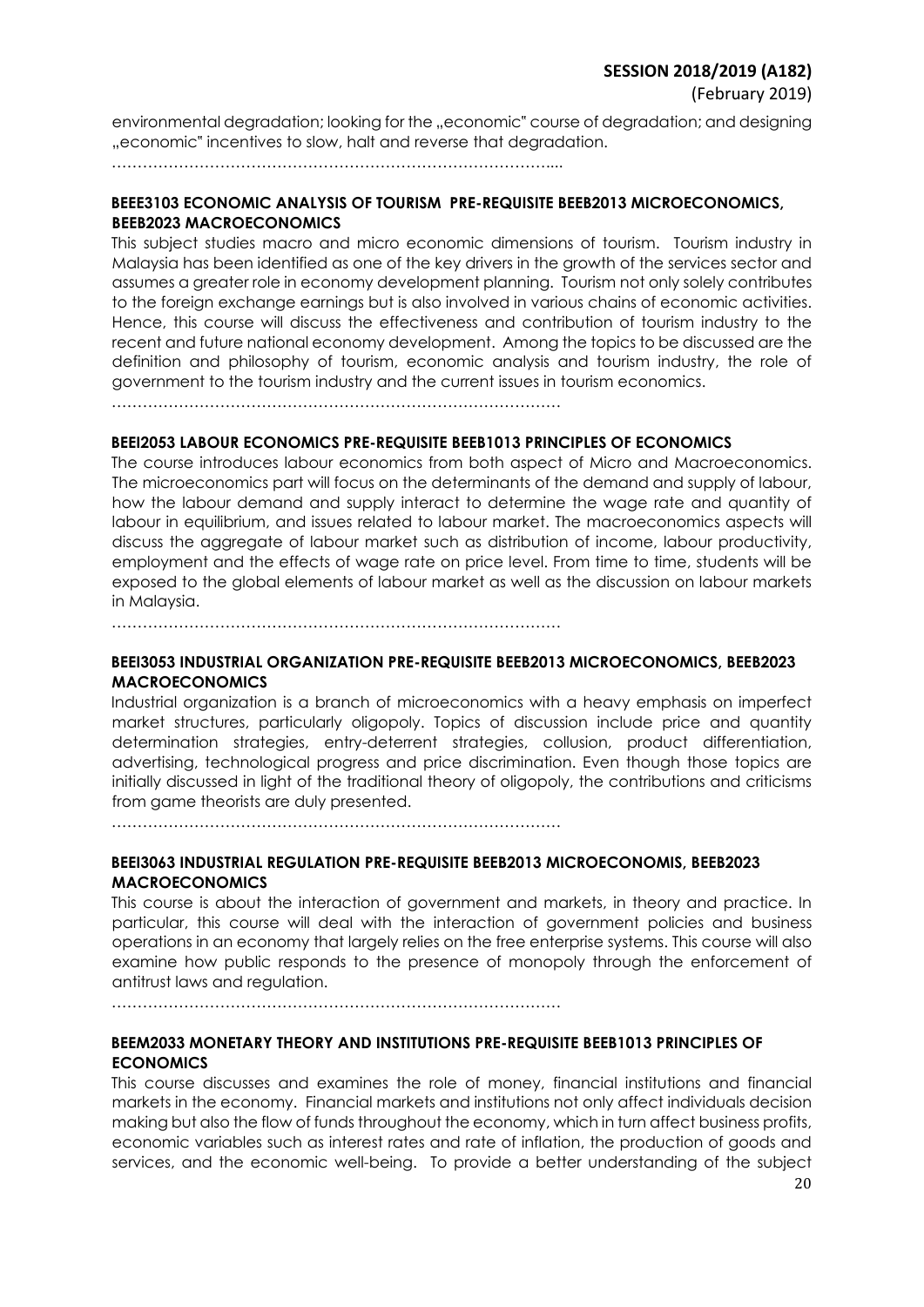environmental degradation; looking for the „economic" course of degradation; and designing „economic" incentives to slow, halt and reverse that degradation.

…………………………………………………………………………....

**BEEE3103 ECONOMIC ANALYSIS OF TOURISM PRE-REQUISITE BEEB2013 MICROECONOMICS, BEEB2023 MACROECONOMICS**

This subject studies macro and micro economic dimensions of tourism. Tourism industry in Malaysia has been identified as one of the key drivers in the growth of the services sector and assumes a greater role in economy development planning. Tourism not only solely contributes to the foreign exchange earnings but is also involved in various chains of economic activities. Hence, this course will discuss the effectiveness and contribution of tourism industry to the recent and future national economy development. Among the topics to be discussed are the definition and philosophy of tourism, economic analysis and tourism industry, the role of government to the tourism industry and the current issues in tourism economics.

……………………………………………………………………………

**BEEI2053 LABOUR ECONOMICS PRE-REQUISITE BEEB1013 PRINCIPLES OF ECONOMICS**

The course introduces labour economics from both aspect of Micro and Macroeconomics. The microeconomics part will focus on the determinants of the demand and supply of labour, how the labour demand and supply interact to determine the wage rate and quantity of labour in equilibrium, and issues related to labour market. The macroeconomics aspects will discuss the aggregate of labour market such as distribution of income, labour productivity, employment and the effects of wage rate on price level. From time to time, students will be exposed to the global elements of labour market as well as the discussion on labour markets in Malaysia.

……………………………………………………………………………

**BEEI3053 INDUSTRIAL ORGANIZATION PRE-REQUISITE BEEB2013 MICROECONOMICS, BEEB2023 MACROECONOMICS**

Industrial organization is a branch of microeconomics with a heavy emphasis on imperfect market structures, particularly oligopoly. Topics of discussion include price and quantity determination strategies, entry-deterrent strategies, collusion, product differentiation, advertising, technological progress and price discrimination. Even though those topics are initially discussed in light of the traditional theory of oligopoly, the contributions and criticisms from game theorists are duly presented.

……………………………………………………………………………

**BEEI3063 INDUSTRIAL REGULATION PRE-REQUISITE BEEB2013 MICROECONOMIS, BEEB2023 MACROECONOMICS**

This course is about the interaction of government and markets, in theory and practice. In particular, this course will deal with the interaction of government policies and business operations in an economy that largely relies on the free enterprise systems. This course will also examine how public responds to the presence of monopoly through the enforcement of antitrust laws and regulation.

……………………………………………………………………………

**BEEM2033 MONETARY THEORY AND INSTITUTIONS PRE-REQUISITE BEEB1013 PRINCIPLES OF ECONOMICS**

This course discusses and examines the role of money, financial institutions and financial markets in the economy. Financial markets and institutions not only affect individuals decision making but also the flow of funds throughout the economy, which in turn affect business profits, economic variables such as interest rates and rate of inflation, the production of goods and services, and the economic well-being. To provide a better understanding of the subject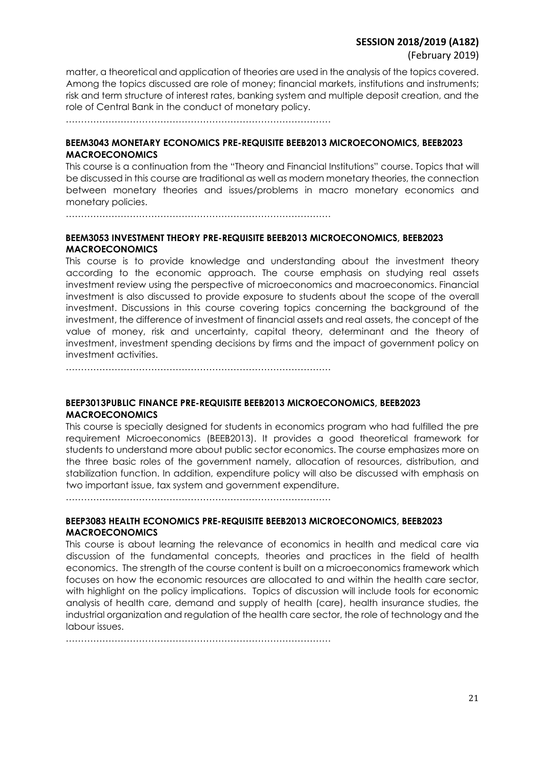matter, a theoretical and application of theories are used in the analysis of the topics covered. Among the topics discussed are role of money; financial markets, institutions and instruments; risk and term structure of interest rates, banking system and multiple deposit creation, and the role of Central Bank in the conduct of monetary policy.

………………………………………………………………………………

**BEEM3043 MONETARY ECONOMICS PRE-REQUISITE BEEB2013 MICROECONOMICS, BEEB2023 MACROECONOMICS**

This course is a continuation from the "Theory and Financial Institutions" course. Topics that will be discussed in this course are traditional as well as modern monetary theories, the connection between monetary theories and issues/problems in macro monetary economics and monetary policies.

………………………………………………………………………………

**BEEM3053 INVESTMENT THEORY PRE-REQUISITE BEEB2013 MICROECONOMICS, BEEB2023 MACROECONOMICS**

This course is to provide knowledge and understanding about the investment theory according to the economic approach. The course emphasis on studying real assets investment review using the perspective of microeconomics and macroeconomics. Financial investment is also discussed to provide exposure to students about the scope of the overall investment. Discussions in this course covering topics concerning the background of the investment, the difference of investment of financial assets and real assets, the concept of the value of money, risk and uncertainty, capital theory, determinant and the theory of investment, investment spending decisions by firms and the impact of government policy on investment activities.

………………………………………………………………………………

**BEEP3013PUBLIC FINANCE PRE-REQUISITE BEEB2013 MICROECONOMICS, BEEB2023 MACROECONOMICS**

This course is specially designed for students in economics program who had fulfilled the pre requirement Microeconomics (BEEB2013). It provides a good theoretical framework for students to understand more about public sector economics. The course emphasizes more on the three basic roles of the government namely, allocation of resources, distribution, and stabilization function. In addition, expenditure policy will also be discussed with emphasis on two important issue, tax system and government expenditure.

………………………………………………………………………………

**BEEP3083 HEALTH ECONOMICS PRE-REQUISITE BEEB2013 MICROECONOMICS, BEEB2023 MACROECONOMICS**

This course is about learning the relevance of economics in health and medical care via discussion of the fundamental concepts, theories and practices in the field of health economics. The strength of the course content is built on a microeconomics framework which focuses on how the economic resources are allocated to and within the health care sector, with highlight on the policy implications. Topics of discussion will include tools for economic analysis of health care, demand and supply of health (care), health insurance studies, the industrial organization and regulation of the health care sector, the role of technology and the labour issues.

………………………………………………………………………………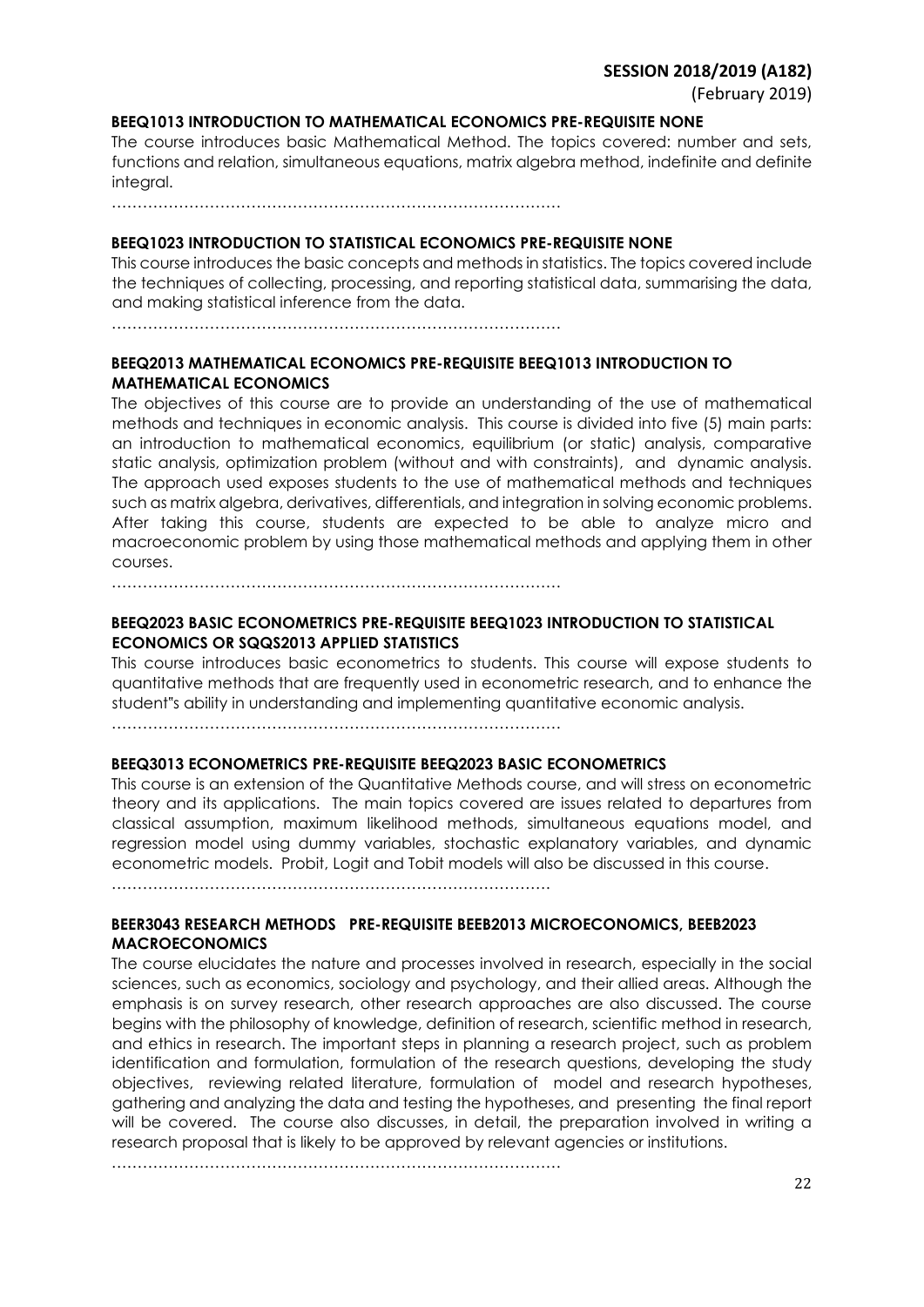**BEEQ1013 INTRODUCTION TO MATHEMATICAL ECONOMICS PRE-REQUISITE NONE**

The course introduces basic Mathematical Method. The topics covered: number and sets, functions and relation, simultaneous equations, matrix algebra method, indefinite and definite integral.

……………………………………………………………………………

**BEEQ1023 INTRODUCTION TO STATISTICAL ECONOMICS PRE-REQUISITE NONE**

This course introduces the basic concepts and methods in statistics. The topics covered include the techniques of collecting, processing, and reporting statistical data, summarising the data, and making statistical inference from the data.

……………………………………………………………………………

**BEEQ2013 MATHEMATICAL ECONOMICS PRE-REQUISITE BEEQ1013 INTRODUCTION TO MATHEMATICAL ECONOMICS**

The objectives of this course are to provide an understanding of the use of mathematical methods and techniques in economic analysis. This course is divided into five (5) main parts: an introduction to mathematical economics, equilibrium (or static) analysis, comparative static analysis, optimization problem (without and with constraints), and dynamic analysis. The approach used exposes students to the use of mathematical methods and techniques such as matrix algebra, derivatives, differentials, and integration in solving economic problems. After taking this course, students are expected to be able to analyze micro and macroeconomic problem by using those mathematical methods and applying them in other courses.

……………………………………………………………………………

**BEEQ2023 BASIC ECONOMETRICS PRE-REQUISITE BEEQ1023 INTRODUCTION TO STATISTICAL ECONOMICS OR SQQS2013 APPLIED STATISTICS**

This course introduces basic econometrics to students. This course will expose students to quantitative methods that are frequently used in econometric research, and to enhance the student"s ability in understanding and implementing quantitative economic analysis.

……………………………………………………………………………

**BEEQ3013 ECONOMETRICS PRE-REQUISITE BEEQ2023 BASIC ECONOMETRICS**

This course is an extension of the Quantitative Methods course, and will stress on econometric theory and its applications. The main topics covered are issues related to departures from classical assumption, maximum likelihood methods, simultaneous equations model, and regression model using dummy variables, stochastic explanatory variables, and dynamic econometric models. Probit, Logit and Tobit models will also be discussed in this course.

……………………………………………………………………………

**BEER3043 RESEARCH METHODS PRE-REQUISITE BEEB2013 MICROECONOMICS, BEEB2023 MACROECONOMICS**

The course elucidates the nature and processes involved in research, especially in the social sciences, such as economics, sociology and psychology, and their allied areas. Although the emphasis is on survey research, other research approaches are also discussed. The course begins with the philosophy of knowledge, definition of research, scientific method in research, and ethics in research. The important steps in planning a research project, such as problem identification and formulation, formulation of the research questions, developing the study objectives, reviewing related literature, formulation of model and research hypotheses, gathering and analyzing the data and testing the hypotheses, and presenting the final report will be covered. The course also discusses, in detail, the preparation involved in writing a research proposal that is likely to be approved by relevant agencies or institutions.

……………………………………………………………………………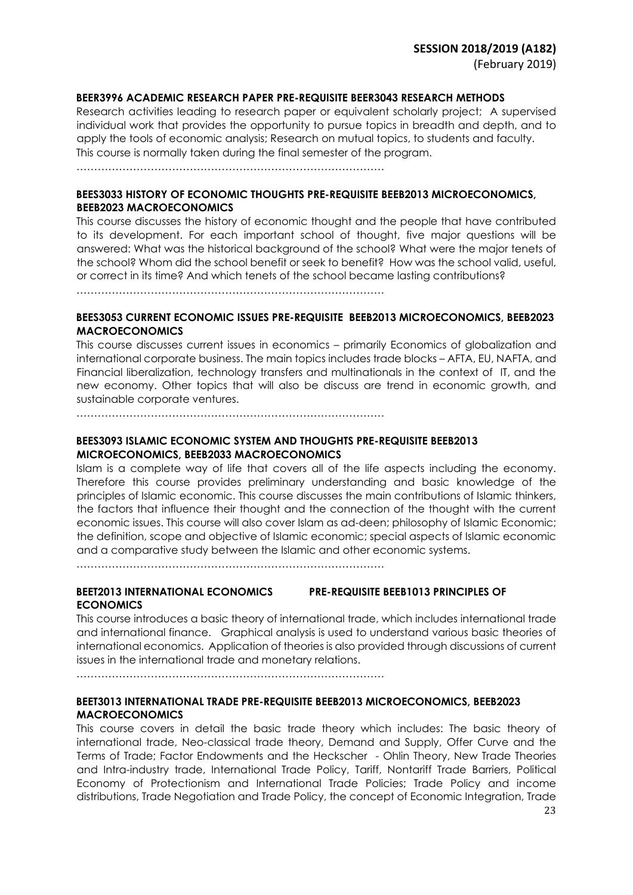**BEER3996 ACADEMIC RESEARCH PAPER PRE-REQUISITE BEER3043 RESEARCH METHODS**

Research activities leading to research paper or equivalent scholarly project; A supervised individual work that provides the opportunity to pursue topics in breadth and depth, and to apply the tools of economic analysis; Research on mutual topics, to students and faculty. This course is normally taken during the final semester of the program.

……………………………………………………………………………

**BEES3033 HISTORY OF ECONOMIC THOUGHTS PRE-REQUISITE BEEB2013 MICROECONOMICS, BEEB2023 MACROECONOMICS**

This course discusses the history of economic thought and the people that have contributed to its development. For each important school of thought, five major questions will be answered: What was the historical background of the school? What were the major tenets of the school? Whom did the school benefit or seek to benefit? How was the school valid, useful, or correct in its time? And which tenets of the school became lasting contributions?

……………………………………………………………………………

**BEES3053 CURRENT ECONOMIC ISSUES PRE-REQUISITE BEEB2013 MICROECONOMICS, BEEB2023 MACROECONOMICS**

This course discusses current issues in economics – primarily Economics of globalization and international corporate business. The main topics includes trade blocks – AFTA, EU, NAFTA, and Financial liberalization, technology transfers and multinationals in the context of IT, and the new economy. Other topics that will also be discuss are trend in economic growth, and sustainable corporate ventures.

……………………………………………………………………………

**BEES3093 ISLAMIC ECONOMIC SYSTEM AND THOUGHTS PRE-REQUISITE BEEB2013 MICROECONOMICS, BEEB2033 MACROECONOMICS**

Islam is a complete way of life that covers all of the life aspects including the economy. Therefore this course provides preliminary understanding and basic knowledge of the principles of Islamic economic. This course discusses the main contributions of Islamic thinkers, the factors that influence their thought and the connection of the thought with the current economic issues. This course will also cover Islam as ad-deen; philosophy of Islamic Economic; the definition, scope and objective of Islamic economic; special aspects of Islamic economic and a comparative study between the Islamic and other economic systems.

……………………………………………………………………………

**BEET2013 INTERNATIONAL ECONOMICS PRE-REQUISITE BEEB1013 PRINCIPLES OF ECONOMICS**

This course introduces a basic theory of international trade, which includes international trade and international finance. Graphical analysis is used to understand various basic theories of international economics. Application of theories is also provided through discussions of current issues in the international trade and monetary relations.

……………………………………………………………………………

**BEET3013 INTERNATIONAL TRADE PRE-REQUISITE BEEB2013 MICROECONOMICS, BEEB2023 MACROECONOMICS**

This course covers in detail the basic trade theory which includes: The basic theory of international trade, Neo-classical trade theory, Demand and Supply, Offer Curve and the Terms of Trade; Factor Endowments and the Heckscher - Ohlin Theory, New Trade Theories and Intra-industry trade, International Trade Policy, Tariff, Nontariff Trade Barriers, Political Economy of Protectionism and International Trade Policies; Trade Policy and income distributions, Trade Negotiation and Trade Policy, the concept of Economic Integration, Trade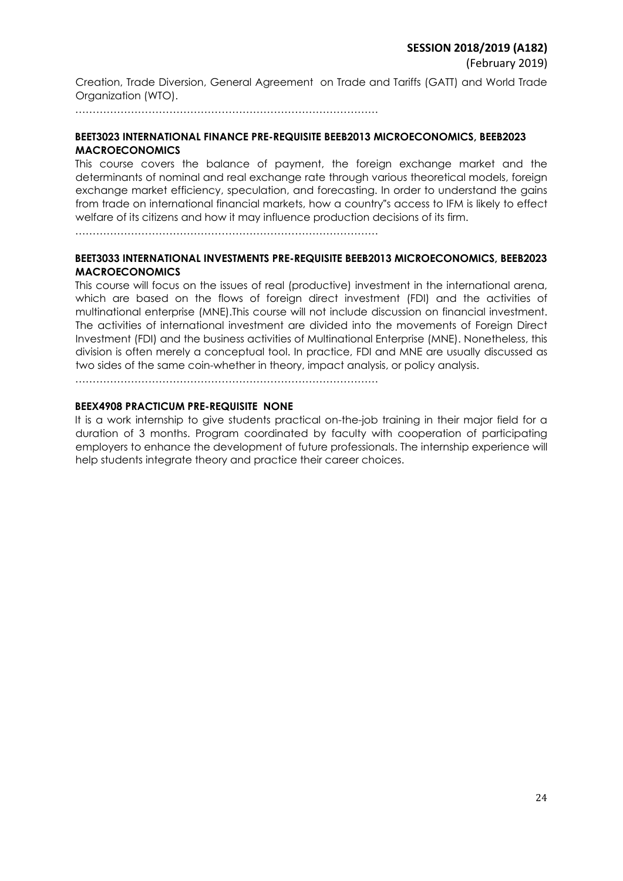Creation, Trade Diversion, General Agreement on Trade and Tariffs (GATT) and World Trade Organization (WTO).

……………………………………………………………………………

**BEET3023 INTERNATIONAL FINANCE PRE-REQUISITE BEEB2013 MICROECONOMICS, BEEB2023 MACROECONOMICS**

This course covers the balance of payment, the foreign exchange market and the determinants of nominal and real exchange rate through various theoretical models, foreign exchange market efficiency, speculation, and forecasting. In order to understand the gains from trade on international financial markets, how a country"s access to IFM is likely to effect welfare of its citizens and how it may influence production decisions of its firm.

……………………………………………………………………………

**BEET3033 INTERNATIONAL INVESTMENTS PRE-REQUISITE BEEB2013 MICROECONOMICS, BEEB2023 MACROECONOMICS**

This course will focus on the issues of real (productive) investment in the international arena, which are based on the flows of foreign direct investment (FDI) and the activities of multinational enterprise (MNE).This course will not include discussion on financial investment. The activities of international investment are divided into the movements of Foreign Direct Investment (FDI) and the business activities of Multinational Enterprise (MNE). Nonetheless, this division is often merely a conceptual tool. In practice, FDI and MNE are usually discussed as two sides of the same coin-whether in theory, impact analysis, or policy analysis.

……………………………………………………………………………

**BEEX4908 PRACTICUM PRE-REQUISITE NONE**

It is a work internship to give students practical on-the-job training in their major field for a duration of 3 months. Program coordinated by faculty with cooperation of participating employers to enhance the development of future professionals. The internship experience will help students integrate theory and practice their career choices.